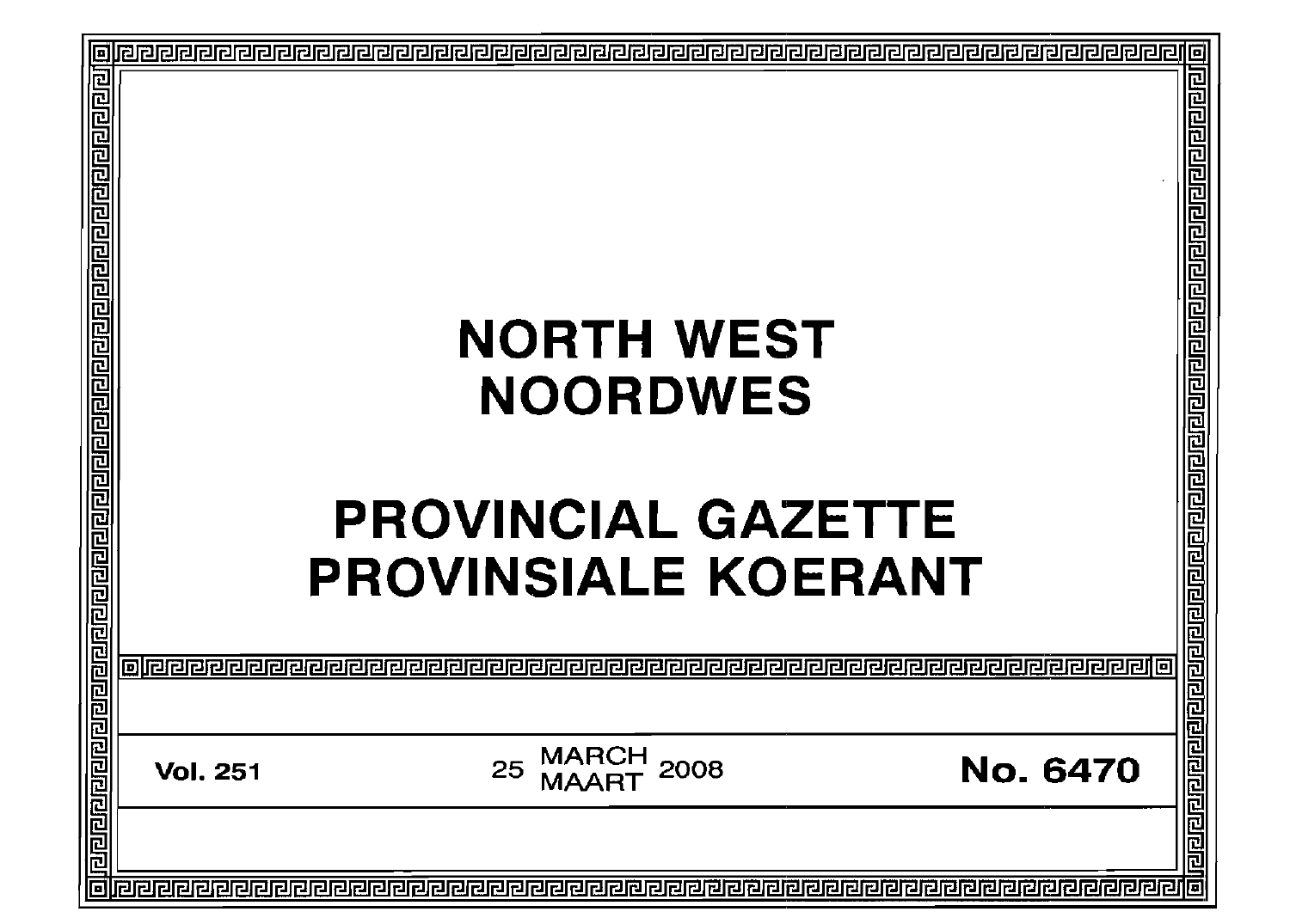# NORTH WEST
# NOORDWES

# PROVINCIAL GAZETTE
# PROVINSIALE KOERANT

**Vol. 251** 25 MARCH MAART 2008 **No. 6470**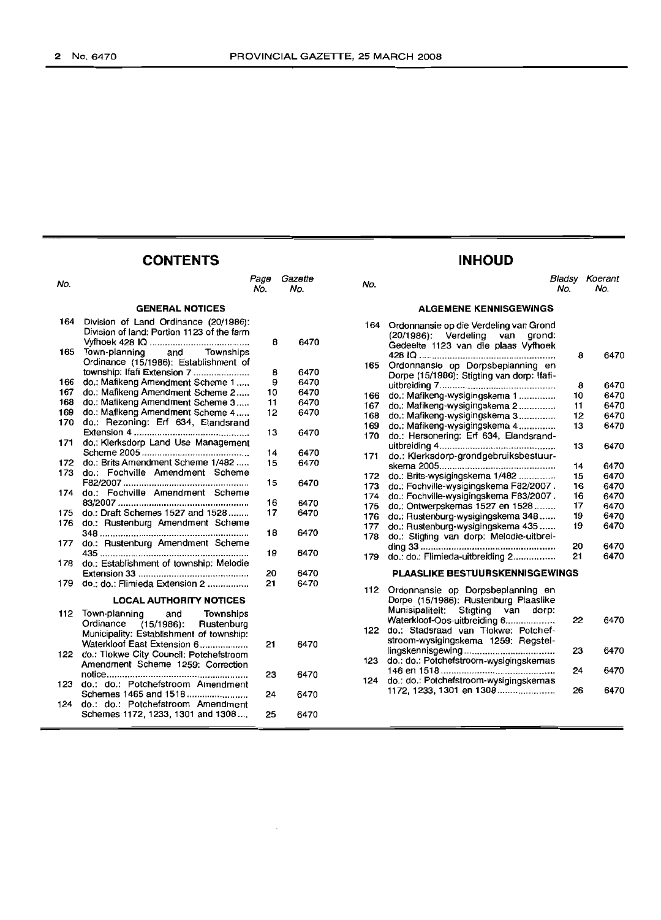## CONTENTS

| No. | | Page No. | Gazette No. |
|---|---|---|---|
| | **GENERAL NOTICES** | | |
| 164 | Division of Land Ordinance (20/1986): Division of land: Portion 1123 of the farm Vyfhoek 428 IQ | 8 | 6470 |
| 165 | Town-planning and Townships Ordinance (15/1986): Establishment of township: Ifafi Extension 7 | 8 | 6470 |
| 166 | do.: Mafikeng Amendment Scheme 1 | 9 | 6470 |
| 167 | do.: Mafikeng Amendment Scheme 2 | 10 | 6470 |
| 168 | do.: Mafikeng Amendment Scheme 3 | 11 | 6470 |
| 169 | do.: Mafikeng Amendment Scheme 4 | 12 | 6470 |
| 170 | do.: Rezoning: Erf 634, Elandsrand Extension 4 | 13 | 6470 |
| 171 | do.: Klerksdorp Land Use Management Scheme 2005 | 14 | 6470 |
| 172 | do.: Brits Amendment Scheme 1/482 | 15 | 6470 |
| 173 | do.: Fochville Amendment Scheme F82/2007 | 15 | 6470 |
| 174 | do.: Fochville Amendment Scheme 83/2007 | 16 | 6470 |
| 175 | do.: Draft Schemes 1527 and 1528 | 17 | 6470 |
| 176 | do.: Rustenburg Amendment Scheme 348 | 18 | 6470 |
| 177 | do.: Rustenburg Amendment Scheme 435 | 19 | 6470 |
| 178 | do.: Establishment of township: Melodie Extension 33 | 20 | 6470 |
| 179 | do.: do.: Flimieda Extension 2 | 21 | 6470 |
| | **LOCAL AUTHORITY NOTICES** | | |
| 112 | Town-planning and Townships Ordinance (15/1986): Rustenburg Municipality: Establishment of township: Waterkloof East Extension 6 | 21 | 6470 |
| 122 | do.: Tlokwe City Council: Potchefstroom Amendment Scheme 1259: Correction notice | 23 | 6470 |
| 123 | do.: do.: Potchefstroom Amendment Schemes 1465 and 1518 | 24 | 6470 |
| 124 | do.: do.: Potchefstroom Amendment Schemes 1172, 1233, 1301 and 1308 | 25 | 6470 |

## INHOUD

| No. | | Bladsy No. | Koerant No. |
|---|---|---|---|
| | **ALGEMENE KENNISGEWINGS** | | |
| 164 | Ordonnansie op die Verdeling van Grond (20/1986): Verdeling van grond: Gedeelte 1123 van die plaas Vyfhoek 428 IQ | 8 | 6470 |
| 165 | Ordonnansie op Dorpsbeplanning en Dorpe (15/1986): Stigting van dorp: Ifafi-uitbreiding 7 | 8 | 6470 |
| 166 | do.: Mafikeng-wysigingskema 1 | 10 | 6470 |
| 167 | do.: Mafikeng-wysigingskema 2 | 11 | 6470 |
| 168 | do.: Mafikeng-wysigingskema 3 | 12 | 6470 |
| 169 | do.: Mafikeng-wysigingskema 4 | 13 | 6470 |
| 170 | do.: Hersonering: Erf 634, Elandsrand-uitbreiding 4 | 13 | 6470 |
| 171 | do.: Klerksdorp-grondgebruiksbestuurskema 2005 | 14 | 6470 |
| 172 | do.: Brits-wysigingskema 1/482 | 15 | 6470 |
| 173 | do.: Fochville-wysigingskema F82/2007 | 16 | 6470 |
| 174 | do.: Fochville-wysigingskema F83/2007 | 16 | 6470 |
| 175 | do.: Ontwerpskemas 1527 en 1528 | 17 | 6470 |
| 176 | do.: Rustenburg-wysigingskema 348 | 19 | 6470 |
| 177 | do.: Rustenburg-wysigingskema 435 | 19 | 6470 |
| 178 | do.: Stigting van dorp: Melodie-uitbreiding 33 | 20 | 6470 |
| 179 | do.: do.: Flimieda-uitbreiding 2 | 21 | 6470 |
| | **PLAASLIKE BESTUURSKENNISGEWINGS** | | |
| 112 | Ordonnansie op Dorpsbeplanning en Dorpe (15/1986): Rustenburg Plaaslike Munisipaliteit: Stigting van dorp: Waterkloof-Oos-uitbreiding 6 | 22 | 6470 |
| 122 | do.: Stadsraad van Tlokwe: Potchefstroom-wysigingskema 1259: Regstellingskennisgewing | 23 | 6470 |
| 123 | do.: do.: Potchefstroom-wysigingskemas 146 en 1518 | 24 | 6470 |
| 124 | do.: do.: Potchefstroom-wysigingskemas 1172, 1233, 1301 en 1308 | 26 | 6470 |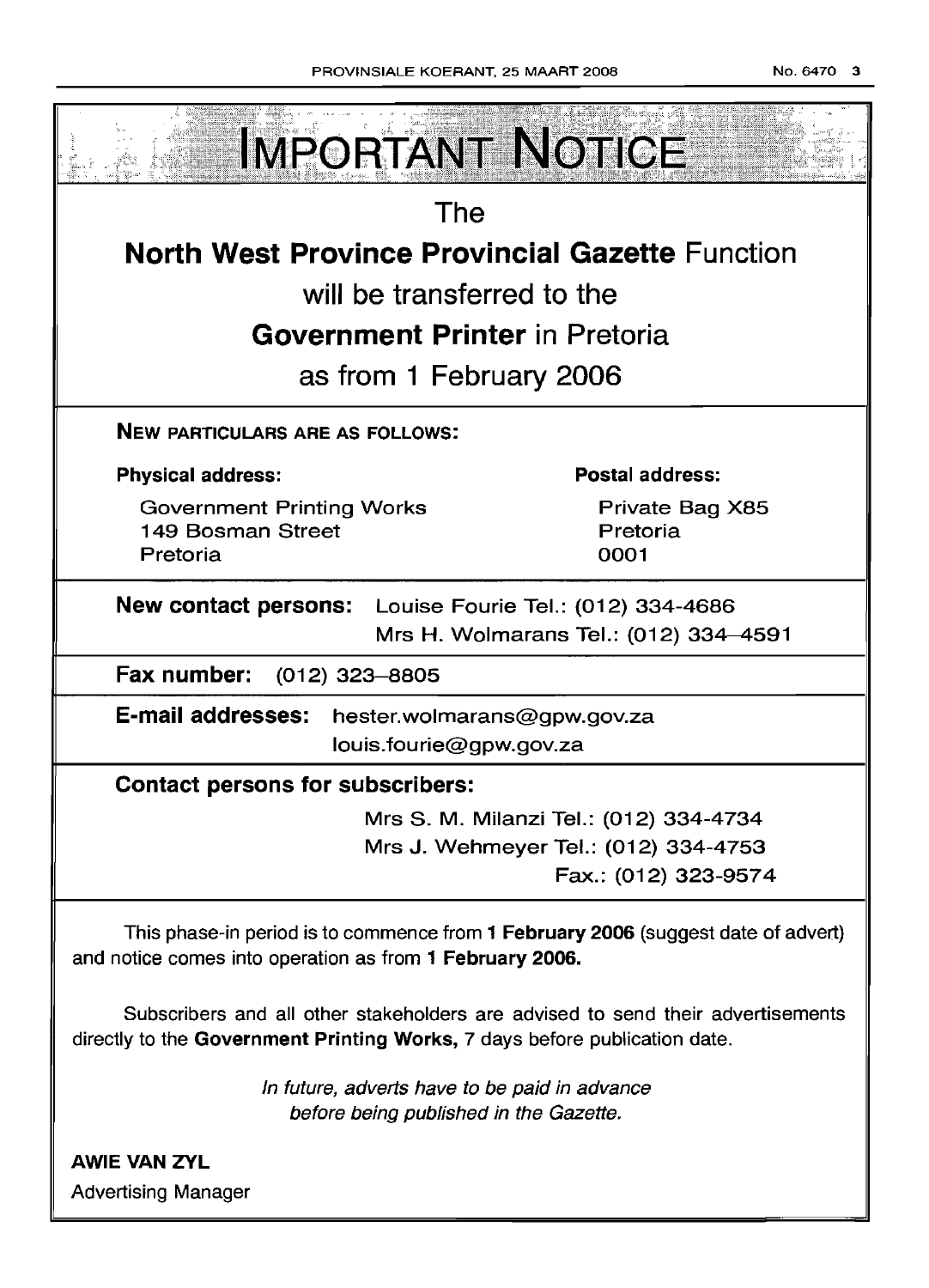# IMPORTANT NOTICE

## The
## **North West Province Provincial Gazette** Function
## will be transferred to the
## **Government Printer** in Pretoria
## as from 1 February 2006

**NEW PARTICULARS ARE AS FOLLOWS:**

**Physical address:**

Government Printing Works
149 Bosman Street
Pretoria

**Postal address:**

Private Bag X85
Pretoria
0001

**New contact persons:** Louise Fourie Tel.: (012) 334-4686
Mrs H. Wolmarans Tel.: (012) 334–4591

**Fax number:** (012) 323–8805

**E-mail addresses:** hester.wolmarans@gpw.gov.za
louis.fourie@gpw.gov.za

**Contact persons for subscribers:**

Mrs S. M. Milanzi Tel.: (012) 334-4734
Mrs J. Wehmeyer Tel.: (012) 334-4753
Fax.: (012) 323-9574

This phase-in period is to commence from **1 February 2006** (suggest date of advert) and notice comes into operation as from **1 February 2006.**

Subscribers and all other stakeholders are advised to send their advertisements directly to the **Government Printing Works,** 7 days before publication date.

*In future, adverts have to be paid in advance before being published in the Gazette.*

**AWIE VAN ZYL**
Advertising Manager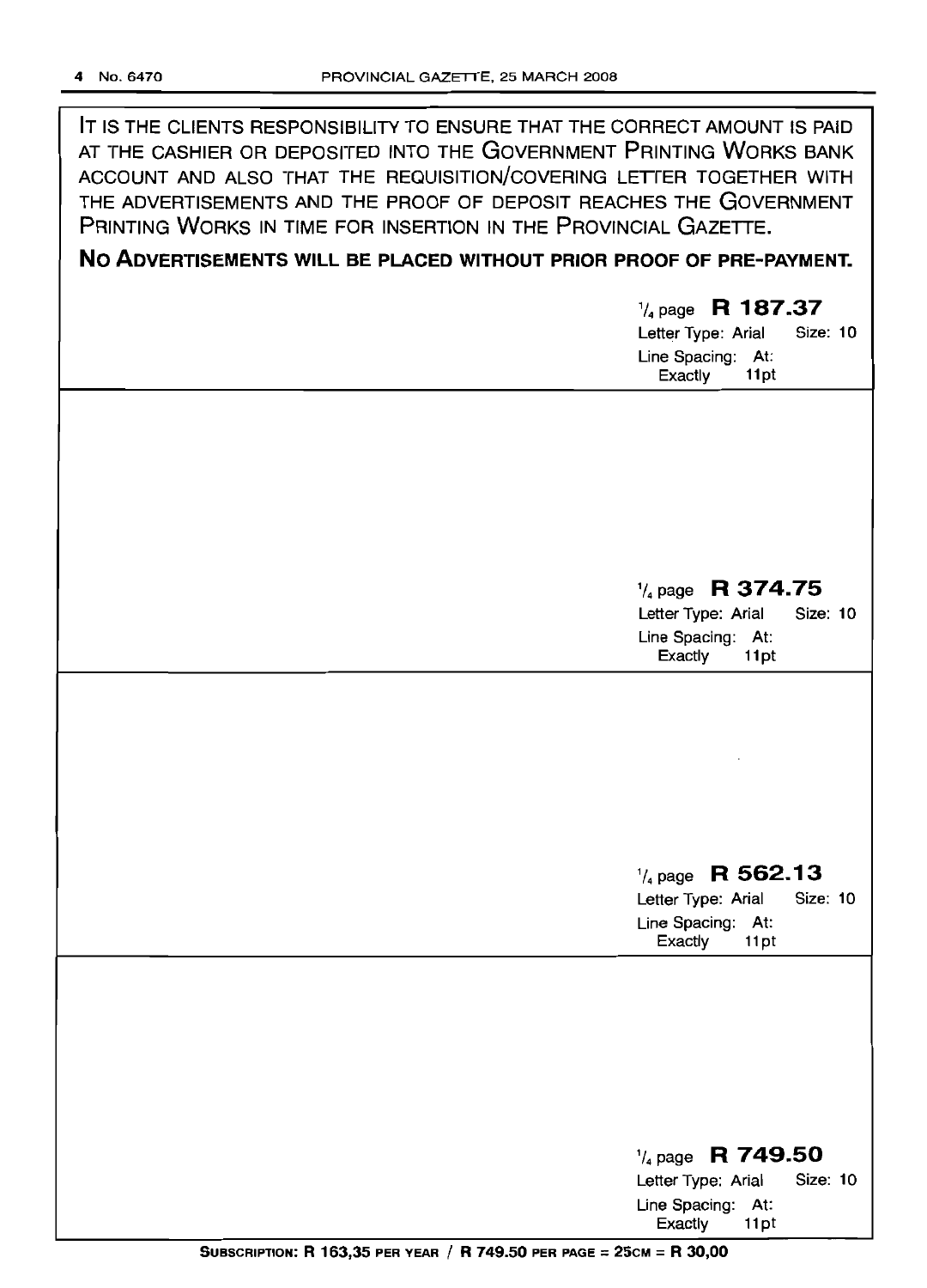IT IS THE CLIENTS RESPONSIBILITY TO ENSURE THAT THE CORRECT AMOUNT IS PAID AT THE CASHIER OR DEPOSITED INTO THE GOVERNMENT PRINTING WORKS BANK ACCOUNT AND ALSO THAT THE REQUISITION/COVERING LETTER TOGETHER WITH THE ADVERTISEMENTS AND THE PROOF OF DEPOSIT REACHES THE GOVERNMENT PRINTING WORKS IN TIME FOR INSERTION IN THE PROVINCIAL GAZETTE.

**NO ADVERTISEMENTS WILL BE PLACED WITHOUT PRIOR PROOF OF PRE-PAYMENT.**

1/4 page **R 187.37**
Letter Type: Arial Size: 10
Line Spacing: At: Exactly 11pt

1/4 page **R 374.75**
Letter Type: Arial Size: 10
Line Spacing: At: Exactly 11pt

1/4 page **R 562.13**
Letter Type: Arial Size: 10
Line Spacing: At: Exactly 11pt

1/4 page **R 749.50**
Letter Type: Arial Size: 10
Line Spacing: At: Exactly 11pt

**SUBSCRIPTION: R 163,35 PER YEAR / R 749.50 PER PAGE = 25CM = R 30,00**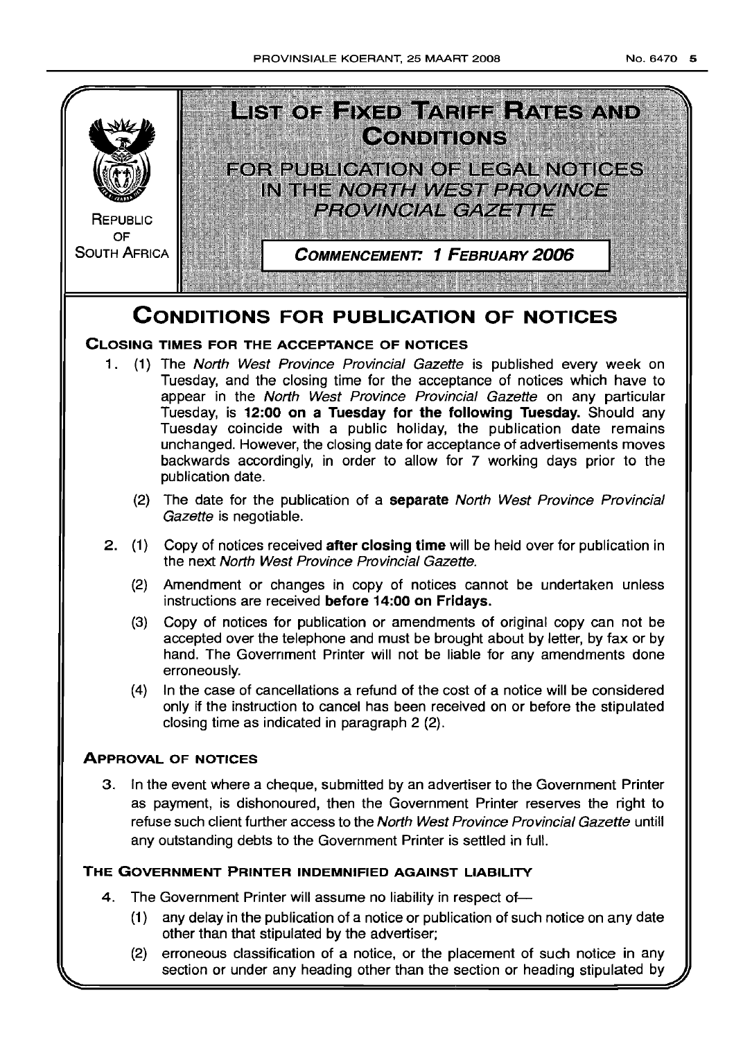# LIST OF FIXED TARIFF RATES AND CONDITIONS

## FOR PUBLICATION OF LEGAL NOTICES IN THE *NORTH WEST PROVINCE PROVINCIAL GAZETTE*

REPUBLIC OF SOUTH AFRICA

**COMMENCEMENT: 1 FEBRUARY 2006**

# CONDITIONS FOR PUBLICATION OF NOTICES

### CLOSING TIMES FOR THE ACCEPTANCE OF NOTICES

1. (1) The *North West Province Provincial Gazette* is published every week on Tuesday, and the closing time for the acceptance of notices which have to appear in the *North West Province Provincial Gazette* on any particular Tuesday, is **12:00 on a Tuesday for the following Tuesday.** Should any Tuesday coincide with a public holiday, the publication date remains unchanged. However, the closing date for acceptance of advertisements moves backwards accordingly, in order to allow for 7 working days prior to the publication date.

   (2) The date for the publication of a **separate** *North West Province Provincial Gazette* is negotiable.

2. (1) Copy of notices received **after closing time** will be held over for publication in the next *North West Province Provincial Gazette.*

   (2) Amendment or changes in copy of notices cannot be undertaken unless instructions are received **before 14:00 on Fridays.**

   (3) Copy of notices for publication or amendments of original copy can not be accepted over the telephone and must be brought about by letter, by fax or by hand. The Government Printer will not be liable for any amendments done erroneously.

   (4) In the case of cancellations a refund of the cost of a notice will be considered only if the instruction to cancel has been received on or before the stipulated closing time as indicated in paragraph 2 (2).

### APPROVAL OF NOTICES

3. In the event where a cheque, submitted by an advertiser to the Government Printer as payment, is dishonoured, then the Government Printer reserves the right to refuse such client further access to the *North West Province Provincial Gazette* untill any outstanding debts to the Government Printer is settled in full.

### THE GOVERNMENT PRINTER INDEMNIFIED AGAINST LIABILITY

4. The Government Printer will assume no liability in respect of—

   (1) any delay in the publication of a notice or publication of such notice on any date other than that stipulated by the advertiser;

   (2) erroneous classification of a notice, or the placement of such notice in any section or under any heading other than the section or heading stipulated by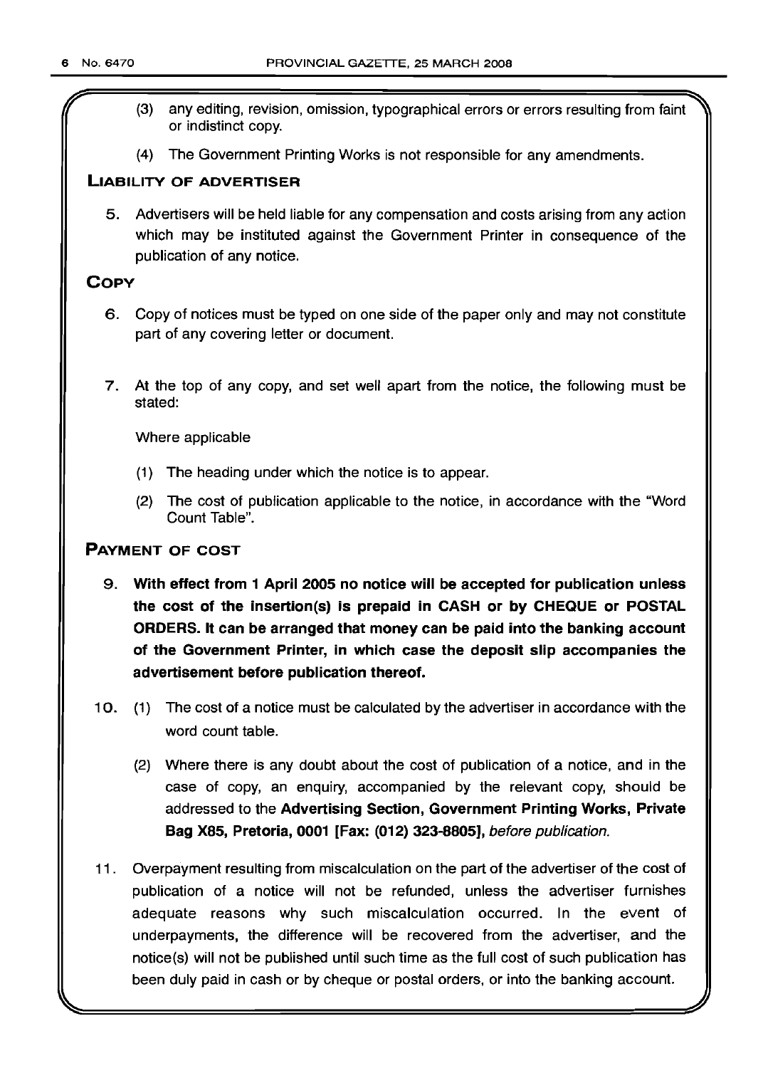(3) any editing, revision, omission, typographical errors or errors resulting from faint or indistinct copy.

(4) The Government Printing Works is not responsible for any amendments.

## LIABILITY OF ADVERTISER

5. Advertisers will be held liable for any compensation and costs arising from any action which may be instituted against the Government Printer in consequence of the publication of any notice.

## COPY

6. Copy of notices must be typed on one side of the paper only and may not constitute part of any covering letter or document.

7. At the top of any copy, and set well apart from the notice, the following must be stated:

Where applicable

(1) The heading under which the notice is to appear.

(2) The cost of publication applicable to the notice, in accordance with the "Word Count Table".

## PAYMENT OF COST

9. **With effect from 1 April 2005 no notice will be accepted for publication unless the cost of the insertion(s) is prepaid in CASH or by CHEQUE or POSTAL ORDERS. It can be arranged that money can be paid into the banking account of the Government Printer, in which case the deposit slip accompanies the advertisement before publication thereof.**

10. (1) The cost of a notice must be calculated by the advertiser in accordance with the word count table.

(2) Where there is any doubt about the cost of publication of a notice, and in the case of copy, an enquiry, accompanied by the relevant copy, should be addressed to the **Advertising Section, Government Printing Works, Private Bag X85, Pretoria, 0001 [Fax: (012) 323-8805],** *before publication.*

11. Overpayment resulting from miscalculation on the part of the advertiser of the cost of publication of a notice will not be refunded, unless the advertiser furnishes adequate reasons why such miscalculation occurred. In the event of underpayments, the difference will be recovered from the advertiser, and the notice(s) will not be published until such time as the full cost of such publication has been duly paid in cash or by cheque or postal orders, or into the banking account.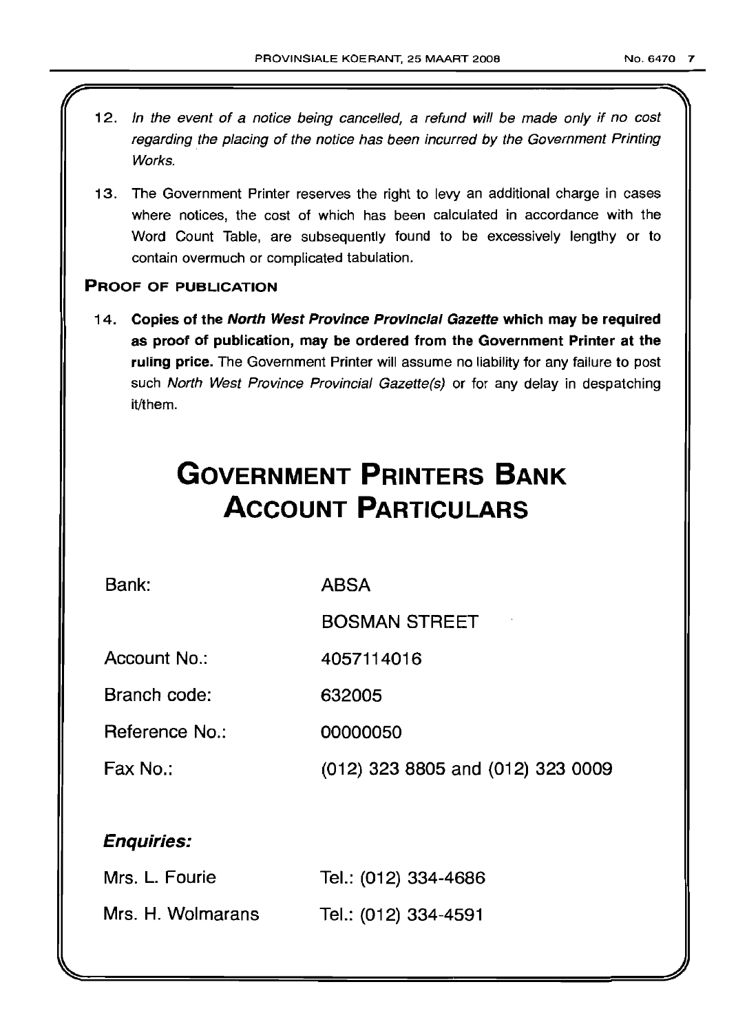12. *In the event of a notice being cancelled, a refund will be made only if no cost regarding the placing of the notice has been incurred by the Government Printing Works.*

13. The Government Printer reserves the right to levy an additional charge in cases where notices, the cost of which has been calculated in accordance with the Word Count Table, are subsequently found to be excessively lengthy or to contain overmuch or complicated tabulation.

**PROOF OF PUBLICATION**

14. **Copies of the *North West Province Provincial Gazette* which may be required as proof of publication, may be ordered from the Government Printer at the ruling price.** The Government Printer will assume no liability for any failure to post such *North West Province Provincial Gazette(s)* or for any delay in despatching it/them.

# GOVERNMENT PRINTERS BANK ACCOUNT PARTICULARS

| | |
|---|---|
| Bank: | ABSA |
| | BOSMAN STREET |
| Account No.: | 4057114016 |
| Branch code: | 632005 |
| Reference No.: | 00000050 |
| Fax No.: | (012) 323 8805 and (012) 323 0009 |

***Enquiries:***

| | |
|---|---|
| Mrs. L. Fourie | Tel.: (012) 334-4686 |
| Mrs. H. Wolmarans | Tel.: (012) 334-4591 |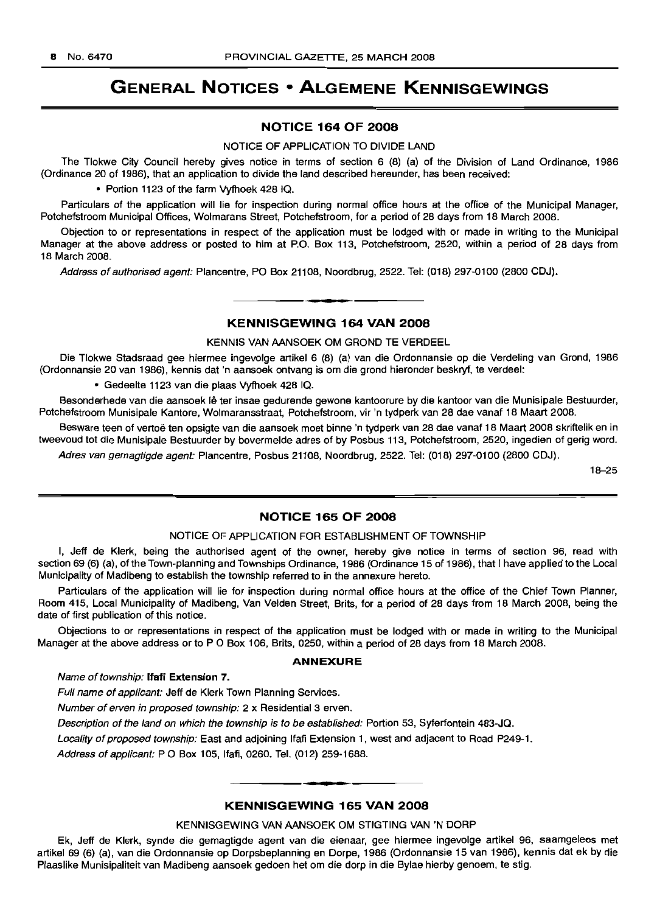# GENERAL NOTICES • ALGEMENE KENNISGEWINGS

## NOTICE 164 OF 2008

NOTICE OF APPLICATION TO DIVIDE LAND

The Tlokwe City Council hereby gives notice in terms of section 6 (8) (a) of the Division of Land Ordinance, 1986 (Ordinance 20 of 1986), that an application to divide the land described hereunder, has been received:

- Portion 1123 of the farm Vyfhoek 428 IQ.

Particulars of the application will lie for inspection during normal office hours at the office of the Municipal Manager, Potchefstroom Municipal Offices, Wolmarans Street, Potchefstroom, for a period of 28 days from 18 March 2008.

Objection to or representations in respect of the application must be lodged with or made in writing to the Municipal Manager at the above address or posted to him at P.O. Box 113, Potchefstroom, 2520, within a period of 28 days from 18 March 2008.

*Address of authorised agent:* Plancentre, PO Box 21108, Noordbrug, 2522. Tel: (018) 297-0100 (2800 CDJ).

## KENNISGEWING 164 VAN 2008

KENNIS VAN AANSOEK OM GROND TE VERDEEL

Die Tlokwe Stadsraad gee hiermee ingevolge artikel 6 (8) (a) van die Ordonnansie op die Verdeling van Grond, 1986 (Ordonnansie 20 van 1986), kennis dat 'n aansoek ontvang is om die grond hieronder beskryf, te verdeel:

- Gedeelte 1123 van die plaas Vyfhoek 428 IQ.

Besonderhede van die aansoek lê ter insae gedurende gewone kantoorure by die kantoor van die Munisipale Bestuurder, Potchefstroom Munisipale Kantore, Wolmaransstraat, Potchefstroom, vir 'n tydperk van 28 dae vanaf 18 Maart 2008.

Besware teen of vertoë ten opsigte van die aansoek moet binne 'n tydperk van 28 dae vanaf 18 Maart 2008 skriftelik en in tweevoud tot die Munisipale Bestuurder by bovermelde adres of by Posbus 113, Potchefstroom, 2520, ingedien of gerig word.

*Adres van gemagtigde agent:* Plancentre, Posbus 21108, Noordbrug, 2522. Tel: (018) 297-0100 (2800 CDJ).

18–25

## NOTICE 165 OF 2008

NOTICE OF APPLICATION FOR ESTABLISHMENT OF TOWNSHIP

I, Jeff de Klerk, being the authorised agent of the owner, hereby give notice in terms of section 96, read with section 69 (6) (a), of the Town-planning and Townships Ordinance, 1986 (Ordinance 15 of 1986), that I have applied to the Local Municipality of Madibeng to establish the township referred to in the annexure hereto.

Particulars of the application will lie for inspection during normal office hours at the office of the Chief Town Planner, Room 415, Local Municipality of Madibeng, Van Velden Street, Brits, for a period of 28 days from 18 March 2008, being the date of first publication of this notice.

Objections to or representations in respect of the application must be lodged with or made in writing to the Municipal Manager at the above address or to P O Box 106, Brits, 0250, within a period of 28 days from 18 March 2008.

### ANNEXURE

*Name of township:* **Ifafi Extension 7.**

*Full name of applicant:* Jeff de Klerk Town Planning Services.

*Number of erven in proposed township:* 2 x Residential 3 erven.

*Description of the land on which the township is to be established:* Portion 53, Syferfontein 483-JQ.

*Locality of proposed township:* East and adjoining Ifafi Extension 1, west and adjacent to Road P249-1.

*Address of applicant:* P O Box 105, Ifafi, 0260. Tel. (012) 259-1688.

## KENNISGEWING 165 VAN 2008

KENNISGEWING VAN AANSOEK OM STIGTING VAN 'N DORP

Ek, Jeff de Klerk, synde die gemagtigde agent van die eienaar, gee hiermee ingevolge artikel 96, saamgelees met artikel 69 (6) (a), van die Ordonnansie op Dorpsbeplanning en Dorpe, 1986 (Ordonnansie 15 van 1986), kennis dat ek by die Plaaslike Munisipaliteit van Madibeng aansoek gedoen het om die dorp in die Bylae hierby genoem, te stig.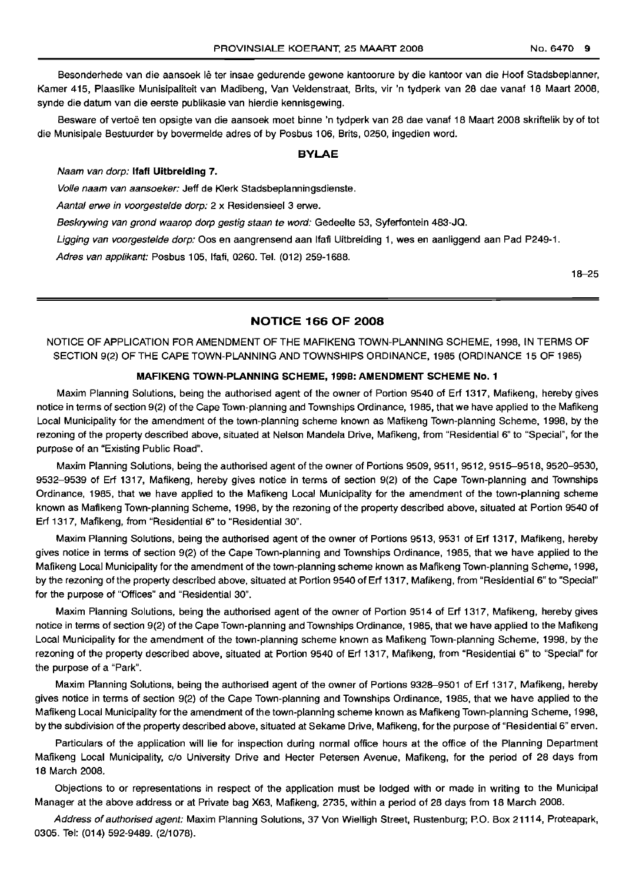Besonderhede van die aansoek lê ter insae gedurende gewone kantoorure by die kantoor van die Hoof Stadsbeplanner, Kamer 415, Plaaslike Munisipaliteit van Madibeng, Van Veldenstraat, Brits, vir 'n tydperk van 28 dae vanaf 18 Maart 2008, synde die datum van die eerste publikasie van hierdie kennisgewing.

Besware of vertoë ten opsigte van die aansoek moet binne 'n tydperk van 28 dae vanaf 18 Maart 2008 skriftelik by of tot die Munisipale Bestuurder by bovermelde adres of by Posbus 106, Brits, 0250, ingedien word.

## BYLAE

*Naam van dorp:* **Ifafi Uitbreiding 7.**

*Volle naam van aansoeker:* Jeff de Klerk Stadsbeplanningsdienste.

*Aantal erwe in voorgestelde dorp:* 2 x Residensieel 3 erwe.

*Beskrywing van grond waarop dorp gestig staan te word:* Gedeelte 53, Syferfontein 483-JQ.

*Ligging van voorgestelde dorp:* Oos en aangrensend aan Ifafi Uitbreiding 1, wes en aanliggend aan Pad P249-1.

*Adres van applikant:* Posbus 105, Ifafi, 0260. Tel. (012) 259-1688.

18–25

## NOTICE 166 OF 2008

NOTICE OF APPLICATION FOR AMENDMENT OF THE MAFIKENG TOWN-PLANNING SCHEME, 1998, IN TERMS OF SECTION 9(2) OF THE CAPE TOWN-PLANNING AND TOWNSHIPS ORDINANCE, 1985 (ORDINANCE 15 OF 1985)

### MAFIKENG TOWN-PLANNING SCHEME, 1998: AMENDMENT SCHEME No. 1

Maxim Planning Solutions, being the authorised agent of the owner of Portion 9540 of Erf 1317, Mafikeng, hereby gives notice in terms of section 9(2) of the Cape Town-planning and Townships Ordinance, 1985, that we have applied to the Mafikeng Local Municipality for the amendment of the town-planning scheme known as Mafikeng Town-planning Scheme, 1998, by the rezoning of the property described above, situated at Nelson Mandela Drive, Mafikeng, from "Residential 6" to "Special", for the purpose of an "Existing Public Road".

Maxim Planning Solutions, being the authorised agent of the owner of Portions 9509, 9511, 9512, 9515–9518, 9520–9530, 9532–9539 of Erf 1317, Mafikeng, hereby gives notice in terms of section 9(2) of the Cape Town-planning and Townships Ordinance, 1985, that we have applied to the Mafikeng Local Municipality for the amendment of the town-planning scheme known as Mafikeng Town-planning Scheme, 1998, by the rezoning of the property described above, situated at Portion 9540 of Erf 1317, Mafikeng, from "Residential 6" to "Residential 30".

Maxim Planning Solutions, being the authorised agent of the owner of Portions 9513, 9531 of Erf 1317, Mafikeng, hereby gives notice in terms of section 9(2) of the Cape Town-planning and Townships Ordinance, 1985, that we have applied to the Mafikeng Local Municipality for the amendment of the town-planning scheme known as Mafikeng Town-planning Scheme, 1998, by the rezoning of the property described above, situated at Portion 9540 of Erf 1317, Mafikeng, from "Residential 6" to "Special" for the purpose of "Offices" and "Residential 30".

Maxim Planning Solutions, being the authorised agent of the owner of Portion 9514 of Erf 1317, Mafikeng, hereby gives notice in terms of section 9(2) of the Cape Town-planning and Townships Ordinance, 1985, that we have applied to the Mafikeng Local Municipality for the amendment of the town-planning scheme known as Mafikeng Town-planning Scheme, 1998, by the rezoning of the property described above, situated at Portion 9540 of Erf 1317, Mafikeng, from "Residential 6" to "Special" for the purpose of a "Park".

Maxim Planning Solutions, being the authorised agent of the owner of Portions 9328–9501 of Erf 1317, Mafikeng, hereby gives notice in terms of section 9(2) of the Cape Town-planning and Townships Ordinance, 1985, that we have applied to the Mafikeng Local Municipality for the amendment of the town-planning scheme known as Mafikeng Town-planning Scheme, 1998, by the subdivision of the property described above, situated at Sekame Drive, Mafikeng, for the purpose of "Residential 6" erven.

Particulars of the application will lie for inspection during normal office hours at the office of the Planning Department Mafikeng Local Municipality, c/o University Drive and Hecter Petersen Avenue, Mafikeng, for the period of 28 days from 18 March 2008.

Objections to or representations in respect of the application must be lodged with or made in writing to the Municipal Manager at the above address or at Private bag X63, Mafikeng, 2735, within a period of 28 days from 18 March 2008.

*Address of authorised agent:* Maxim Planning Solutions, 37 Von Wielligh Street, Rustenburg; P.O. Box 21114, Proteapark, 0305. Tel: (014) 592-9489. (2/1078).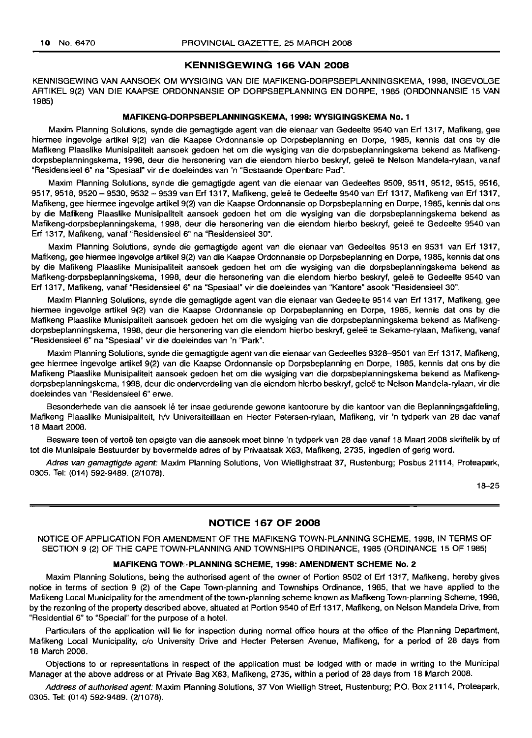## KENNISGEWING 166 VAN 2008

KENNISGEWING VAN AANSOEK OM WYSIGING VAN DIE MAFIKENG-DORPSBEPLANNINGSKEMA, 1998, INGEVOLGE ARTIKEL 9(2) VAN DIE KAAPSE ORDONNANSIE OP DORPSBEPLANNING EN DORPE, 1985 (ORDONNANSIE 15 VAN 1985)

### MAFIKENG-DORPSBEPLANNINGSKEMA, 1998: WYSIGINGSKEMA No. 1

Maxim Planning Solutions, synde die gemagtigde agent van die eienaar van Gedeelte 9540 van Erf 1317, Mafikeng, gee hiermee ingevolge artikel 9(2) van die Kaapse Ordonnansie op Dorpsbeplanning en Dorpe, 1985, kennis dat ons by die Mafikeng Plaaslike Munisipaliteit aansoek gedoen het om die wysiging van die dorpsbeplanningskema bekend as Mafikeng-dorpsbeplanningskema, 1998, deur die hersonering van die eiendom hierbo beskryf, geleë te Nelson Mandela-rylaan, vanaf "Residensieel 6" na "Spesiaal" vir die doeleindes van 'n "Bestaande Openbare Pad".

Maxim Planning Solutions, synde die gemagtigde agent van die eienaar van Gedeeltes 9509, 9511, 9512, 9515, 9516, 9517, 9518, 9520 – 9530, 9532 – 9539 van Erf 1317, Mafikeng, geleë te Gedeelte 9540 van Erf 1317, Mafikeng van Erf 1317, Mafikeng, gee hiermee ingevolge artikel 9(2) van die Kaapse Ordonnansie op Dorpsbeplanning en Dorpe, 1985, kennis dat ons by die Mafikeng Plaaslike Munisipaliteit aansoek gedoen het om die wysiging van die dorpsbeplanningskema bekend as Mafikeng-dorpsbeplanningskema, 1998, deur die hersonering van die eiendom hierbo beskryf, geleë te Gedeelte 9540 van Erf 1317, Mafikeng, vanaf "Residensieel 6" na "Residensieel 30".

Maxim Planning Solutions, synde die gemagtigde agent van die eienaar van Gedeeltes 9513 en 9531 van Erf 1317, Mafikeng, gee hiermee ingevolge artikel 9(2) van die Kaapse Ordonnansie op Dorpsbeplanning en Dorpe, 1985, kennis dat ons by die Mafikeng Plaaslike Munisipaliteit aansoek gedoen het om die wysiging van die dorpsbeplanningskema bekend as Mafikeng-dorpsbeplanningskema, 1998, deur die hersonering van die eiendom hierbo beskryf, geleë te Gedeelte 9540 van Erf 1317, Mafikeng, vanaf "Residensieel 6" na "Spesiaal" vir die doeleindes van "Kantore" asook "Residensieel 30".

Maxim Planning Solutions, synde die gemagtigde agent van die eienaar van Gedeelte 9514 van Erf 1317, Mafikeng, gee hiermee ingevolge artikel 9(2) van die Kaapse Ordonnansie op Dorpsbeplanning en Dorpe, 1985, kennis dat ons by die Mafikeng Plaaslike Munisipaliteit aansoek gedoen het om die wysiging van die dorpsbeplanningskema bekend as Mafikeng-dorpsbeplanningskema, 1998, deur die hersonering van die eiendom hierbo beskryf, geleë te Sekame-rylaan, Mafikeng, vanaf "Residensieel 6" na "Spesiaal" vir die doeleindes van 'n "Park".

Maxim Planning Solutions, synde die gemagtigde agent van die eienaar van Gedeeltes 9328–9501 van Erf 1317, Mafikeng, gee hiermee ingevolge artikel 9(2) van die Kaapse Ordonnansie op Dorpsbeplanning en Dorpe, 1985, kennis dat ons by die Mafikeng Plaaslike Munisipaliteit aansoek gedoen het om die wysiging van die dorpsbeplanningskema bekend as Mafikeng-dorpsbeplanningskema, 1998, deur die onderverdeling van die eiendom hierbo beskryf, geleë te Nelson Mandela-rylaan, vir die doeleindes van "Residensieel 6" erwe.

Besonderhede van die aansoek lê ter insae gedurende gewone kantoorure by die kantoor van die Beplanningsgafdeling, Mafikeng Plaaslike Munisipaliteit, h/v Universiteitlaan en Hecter Petersen-rylaan, Mafikeng, vir 'n tydperk van 28 dae vanaf 18 Maart 2008.

Besware teen of vertoë ten opsigte van die aansoek moet binne 'n tydperk van 28 dae vanaf 18 Maart 2008 skriftelik by of tot die Munisipale Bestuurder by bovermelde adres of by Privaatsak X63, Mafikeng, 2735, ingedien of gerig word.

*Adres van gemagtigde agent:* Maxim Planning Solutions, Von Wiellighstraat 37, Rustenburg; Posbus 21114, Proteapark, 0305. Tel: (014) 592-9489. (2/1078).

18–25

## NOTICE 167 OF 2008

NOTICE OF APPLICATION FOR AMENDMENT OF THE MAFIKENG TOWN-PLANNING SCHEME, 1998, IN TERMS OF SECTION 9 (2) OF THE CAPE TOWN-PLANNING AND TOWNSHIPS ORDINANCE, 1985 (ORDINANCE 15 OF 1985)

### MAFIKENG TOWN-PLANNING SCHEME, 1998: AMENDMENT SCHEME No. 2

Maxim Planning Solutions, being the authorised agent of the owner of Portion 9502 of Erf 1317, Mafikeng, hereby gives notice in terms of section 9 (2) of the Cape Town-planning and Townships Ordinance, 1985, that we have applied to the Mafikeng Local Municipality for the amendment of the town-planning scheme known as Mafikeng Town-planning Scheme, 1998, by the rezoning of the property described above, situated at Portion 9540 of Erf 1317, Mafikeng, on Nelson Mandela Drive, from "Residential 6" to "Special" for the purpose of a hotel.

Particulars of the application will lie for inspection during normal office hours at the office of the Planning Department, Mafikeng Local Municipality, c/o University Drive and Hecter Petersen Avenue, Mafikeng, for a period of 28 days from 18 March 2008.

Objections to or representations in respect of the application must be lodged with or made in writing to the Municipal Manager at the above address or at Private Bag X63, Mafikeng, 2735, within a period of 28 days from 18 March 2008.

*Address of authorised agent:* Maxim Planning Solutions, 37 Von Wielligh Street, Rustenburg; P.O. Box 21114, Proteapark, 0305. Tel: (014) 592-9489. (2/1078).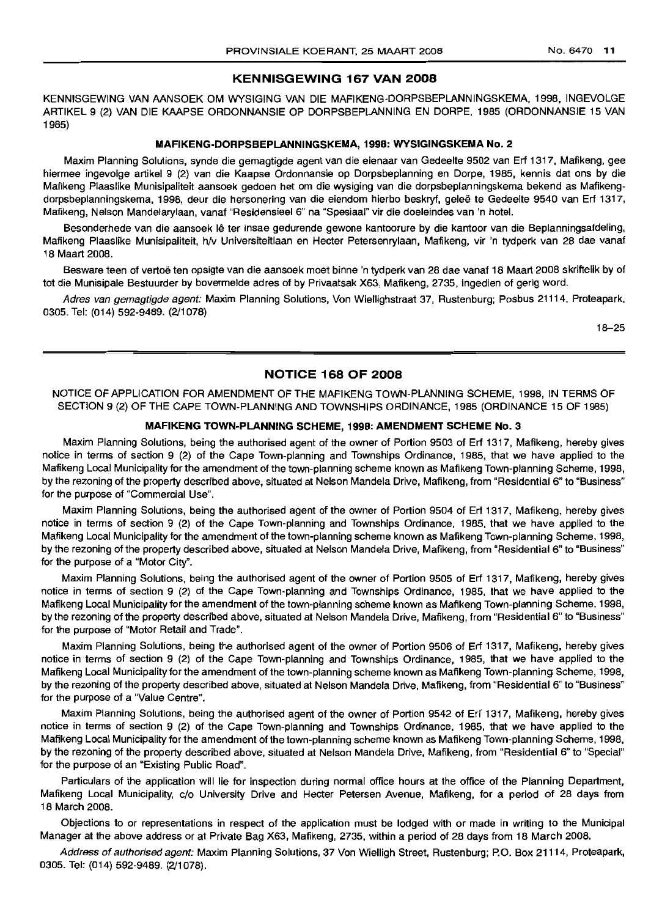## KENNISGEWING 167 VAN 2008

KENNISGEWING VAN AANSOEK OM WYSIGING VAN DIE MAFIKENG-DORPSBEPLANNINGSKEMA, 1998, INGEVOLGE ARTIKEL 9 (2) VAN DIE KAAPSE ORDONNANSIE OP DORPSBEPLANNING EN DORPE, 1985 (ORDONNANSIE 15 VAN 1985)

### MAFIKENG-DORPSBEPLANNINGSKEMA, 1998: WYSIGINGSKEMA No. 2

Maxim Planning Solutions, synde die gemagtigde agent van die eienaar van Gedeelte 9502 van Erf 1317, Mafikeng, gee hiermee ingevolge artikel 9 (2) van die Kaapse Ordonnansie op Dorpsbeplanning en Dorpe, 1985, kennis dat ons by die Mafikeng Plaaslike Munisipaliteit aansoek gedoen het om die wysiging van die dorpsbeplanningskema bekend as Mafikeng-dorpsbeplanningskema, 1998, deur die hersonering van die eiendom hierbo beskryf, geleë te Gedeelte 9540 van Erf 1317, Mafikeng, Nelson Mandelarylaan, vanaf "Residensieel 6" na "Spesiaal" vir die doeleindes van 'n hotel.

Besonderhede van die aansoek lê ter insae gedurende gewone kantoorure by die kantoor van die Beplanningsafdeling, Mafikeng Plaaslike Munisipaliteit, h/v Universiteitlaan en Hecter Petersenrylaan, Mafikeng, vir 'n tydperk van 28 dae vanaf 18 Maart 2008.

Besware teen of vertoë ten opsigte van die aansoek moet binne 'n tydperk van 28 dae vanaf 18 Maart 2008 skriftelik by of tot die Munisipale Bestuurder by bovermelde adres of by Privaatsak X63, Mafikeng, 2735, ingedien of gerig word.

*Adres van gemagtigde agent:* Maxim Planning Solutions, Von Wiellighstraat 37, Rustenburg; Posbus 21114, Proteapark, 0305. Tel: (014) 592-9489. (2/1078)

18–25

## NOTICE 168 OF 2008

NOTICE OF APPLICATION FOR AMENDMENT OF THE MAFIKENG TOWN-PLANNING SCHEME, 1998, IN TERMS OF SECTION 9 (2) OF THE CAPE TOWN-PLANNING AND TOWNSHIPS ORDINANCE, 1985 (ORDINANCE 15 OF 1985)

### MAFIKENG TOWN-PLANNING SCHEME, 1998: AMENDMENT SCHEME No. 3

Maxim Planning Solutions, being the authorised agent of the owner of Portion 9503 of Erf 1317, Mafikeng, hereby gives notice in terms of section 9 (2) of the Cape Town-planning and Townships Ordinance, 1985, that we have applied to the Mafikeng Local Municipality for the amendment of the town-planning scheme known as Mafikeng Town-planning Scheme, 1998, by the rezoning of the property described above, situated at Nelson Mandela Drive, Mafikeng, from "Residential 6" to "Business" for the purpose of "Commercial Use".

Maxim Planning Solutions, being the authorised agent of the owner of Portion 9504 of Erf 1317, Mafikeng, hereby gives notice in terms of section 9 (2) of the Cape Town-planning and Townships Ordinance, 1985, that we have applied to the Mafikeng Local Municipality for the amendment of the town-planning scheme known as Mafikeng Town-planning Scheme, 1998, by the rezoning of the property described above, situated at Nelson Mandela Drive, Mafikeng, from "Residential 6" to "Business" for the purpose of a "Motor City".

Maxim Planning Solutions, being the authorised agent of the owner of Portion 9505 of Erf 1317, Mafikeng, hereby gives notice in terms of section 9 (2) of the Cape Town-planning and Townships Ordinance, 1985, that we have applied to the Mafikeng Local Municipality for the amendment of the town-planning scheme known as Mafikeng Town-planning Scheme, 1998, by the rezoning of the property described above, situated at Nelson Mandela Drive, Mafikeng, from "Residential 6" to "Business" for the purpose of "Motor Retail and Trade".

Maxim Planning Solutions, being the authorised agent of the owner of Portion 9506 of Erf 1317, Mafikeng, hereby gives notice in terms of section 9 (2) of the Cape Town-planning and Townships Ordinance, 1985, that we have applied to the Mafikeng Local Municipality for the amendment of the town-planning scheme known as Mafikeng Town-planning Scheme, 1998, by the rezoning of the property described above, situated at Nelson Mandela Drive, Mafikeng, from "Residential 6" to "Business" for the purpose of a "Value Centre".

Maxim Planning Solutions, being the authorised agent of the owner of Portion 9542 of Erf 1317, Mafikeng, hereby gives notice in terms of section 9 (2) of the Cape Town-planning and Townships Ordinance, 1985, that we have applied to the Mafikeng Local Municipality for the amendment of the town-planning scheme known as Mafikeng Town-planning Scheme, 1998, by the rezoning of the property described above, situated at Nelson Mandela Drive, Mafikeng, from "Residential 6" to "Special" for the purpose of an "Existing Public Road".

Particulars of the application will lie for inspection during normal office hours at the office of the Planning Department, Mafikeng Local Municipality, c/o University Drive and Hecter Petersen Avenue, Mafikeng, for a period of 28 days from 18 March 2008.

Objections to or representations in respect of the application must be lodged with or made in writing to the Municipal Manager at the above address or at Private Bag X63, Mafikeng, 2735, within a period of 28 days from 18 March 2008.

*Address of authorised agent:* Maxim Planning Solutions, 37 Von Wielligh Street, Rustenburg; P.O. Box 21114, Proteapark, 0305. Tel: (014) 592-9489. (2/1078).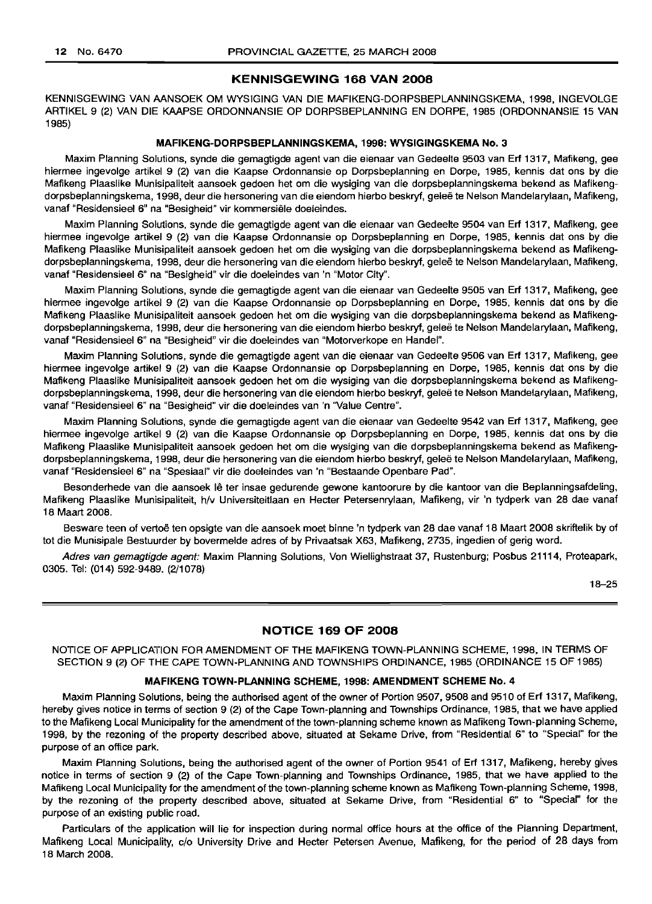## KENNISGEWING 168 VAN 2008

KENNISGEWING VAN AANSOEK OM WYSIGING VAN DIE MAFIKENG-DORPSBEPLANNINGSKEMA, 1998, INGEVOLGE ARTIKEL 9 (2) VAN DIE KAAPSE ORDONNANSIE OP DORPSBEPLANNING EN DORPE, 1985 (ORDONNANSIE 15 VAN 1985)

### MAFIKENG-DORPSBEPLANNINGSKEMA, 1998: WYSIGINGSKEMA No. 3

Maxim Planning Solutions, synde die gemagtigde agent van die eienaar van Gedeelte 9503 van Erf 1317, Mafikeng, gee hiermee ingevolge artikel 9 (2) van die Kaapse Ordonnansie op Dorpsbeplanning en Dorpe, 1985, kennis dat ons by die Mafikeng Plaaslike Munisipaliteit aansoek gedoen het om die wysiging van die dorpsbeplanningskema bekend as Mafikeng-dorpsbeplanningskema, 1998, deur die hersonering van die eiendom hierbo beskryf, geleë te Nelson Mandelarylaan, Mafikeng, vanaf "Residensieel 6" na "Besigheid" vir kommersiële doeleindes.

Maxim Planning Solutions, synde die gemagtigde agent van die eienaar van Gedeelte 9504 van Erf 1317, Mafikeng, gee hiermee ingevolge artikel 9 (2) van die Kaapse Ordonnansie op Dorpsbeplanning en Dorpe, 1985, kennis dat ons by die Mafikeng Plaaslike Munisipaliteit aansoek gedoen het om die wysiging van die dorpsbeplanningskema bekend as Mafikeng-dorpsbeplanningskema, 1998, deur die hersonering van die eiendom hierbo beskryf, geleë te Nelson Mandelarylaan, Mafikeng, vanaf "Residensieel 6" na "Besigheid" vir die doeleindes van 'n "Motor City".

Maxim Planning Solutions, synde die gemagtigde agent van die eienaar van Gedeelte 9505 van Erf 1317, Mafikeng, gee hiermee ingevolge artikel 9 (2) van die Kaapse Ordonnansie op Dorpsbeplanning en Dorpe, 1985, kennis dat ons by die Mafikeng Plaaslike Munisipaliteit aansoek gedoen het om die wysiging van die dorpsbeplanningskema bekend as Mafikeng-dorpsbeplanningskema, 1998, deur die hersonering van die eiendom hierbo beskryf, geleë te Nelson Mandelarylaan, Mafikeng, vanaf "Residensieel 6" na "Besigheid" vir die doeleindes van "Motorverkope en Handel".

Maxim Planning Solutions, synde die gemagtigde agent van die eienaar van Gedeelte 9506 van Erf 1317, Mafikeng, gee hiermee ingevolge artikel 9 (2) van die Kaapse Ordonnansie op Dorpsbeplanning en Dorpe, 1985, kennis dat ons by die Mafikeng Plaaslike Munisipaliteit aansoek gedoen het om die wysiging van die dorpsbeplanningskema bekend as Mafikeng-dorpsbeplanningskema, 1998, deur die hersonering van die eiendom hierbo beskryf, geleë te Nelson Mandelarylaan, Mafikeng, vanaf "Residensieel 6" na "Besigheid" vir die doeleindes van 'n "Value Centre".

Maxim Planning Solutions, synde die gemagtigde agent van die eienaar van Gedeelte 9542 van Erf 1317, Mafikeng, gee hiermee ingevolge artikel 9 (2) van die Kaapse Ordonnansie op Dorpsbeplanning en Dorpe, 1985, kennis dat ons by die Mafikeng Plaaslike Munisipaliteit aansoek gedoen het om die wysiging van die dorpsbeplanningskema bekend as Mafikeng-dorpsbeplanningskema, 1998, deur die hersonering van die eiendom hierbo beskryf, geleë te Nelson Mandelarylaan, Mafikeng, vanaf "Residensieel 6" na "Spesiaal" vir die doeleindes van 'n "Bestaande Openbare Pad".

Besonderhede van die aansoek lê ter insae gedurende gewone kantoorure by die kantoor van die Beplanningsafdeling, Mafikeng Plaaslike Munisipaliteit, h/v Universiteitlaan en Hecter Petersenrylaan, Mafikeng, vir 'n tydperk van 28 dae vanaf 18 Maart 2008.

Besware teen of vertoë ten opsigte van die aansoek moet binne 'n tydperk van 28 dae vanaf 18 Maart 2008 skriftelik by of tot die Munisipale Bestuurder by bovermelde adres of by Privaatsak X63, Mafikeng, 2735, ingedien of gerig word.

*Adres van gemagtigde agent:* Maxim Planning Solutions, Von Wiellighstraat 37, Rustenburg; Posbus 21114, Proteapark, 0305. Tel: (014) 592-9489. (2/1078)

18–25

## NOTICE 169 OF 2008

NOTICE OF APPLICATION FOR AMENDMENT OF THE MAFIKENG TOWN-PLANNING SCHEME, 1998, IN TERMS OF SECTION 9 (2) OF THE CAPE TOWN-PLANNING AND TOWNSHIPS ORDINANCE, 1985 (ORDINANCE 15 OF 1985)

### MAFIKENG TOWN-PLANNING SCHEME, 1998: AMENDMENT SCHEME No. 4

Maxim Planning Solutions, being the authorised agent of the owner of Portion 9507, 9508 and 9510 of Erf 1317, Mafikeng, hereby gives notice in terms of section 9 (2) of the Cape Town-planning and Townships Ordinance, 1985, that we have applied to the Mafikeng Local Municipality for the amendment of the town-planning scheme known as Mafikeng Town-planning Scheme, 1998, by the rezoning of the property described above, situated at Sekame Drive, from "Residential 6" to "Special" for the purpose of an office park.

Maxim Planning Solutions, being the authorised agent of the owner of Portion 9541 of Erf 1317, Mafikeng, hereby gives notice in terms of section 9 (2) of the Cape Town-planning and Townships Ordinance, 1985, that we have applied to the Mafikeng Local Municipality for the amendment of the town-planning scheme known as Mafikeng Town-planning Scheme, 1998, by the rezoning of the property described above, situated at Sekame Drive, from "Residential 6" to "Special" for the purpose of an existing public road.

Particulars of the application will lie for inspection during normal office hours at the office of the Planning Department, Mafikeng Local Municipality, c/o University Drive and Hecter Petersen Avenue, Mafikeng, for the period of 28 days from 18 March 2008.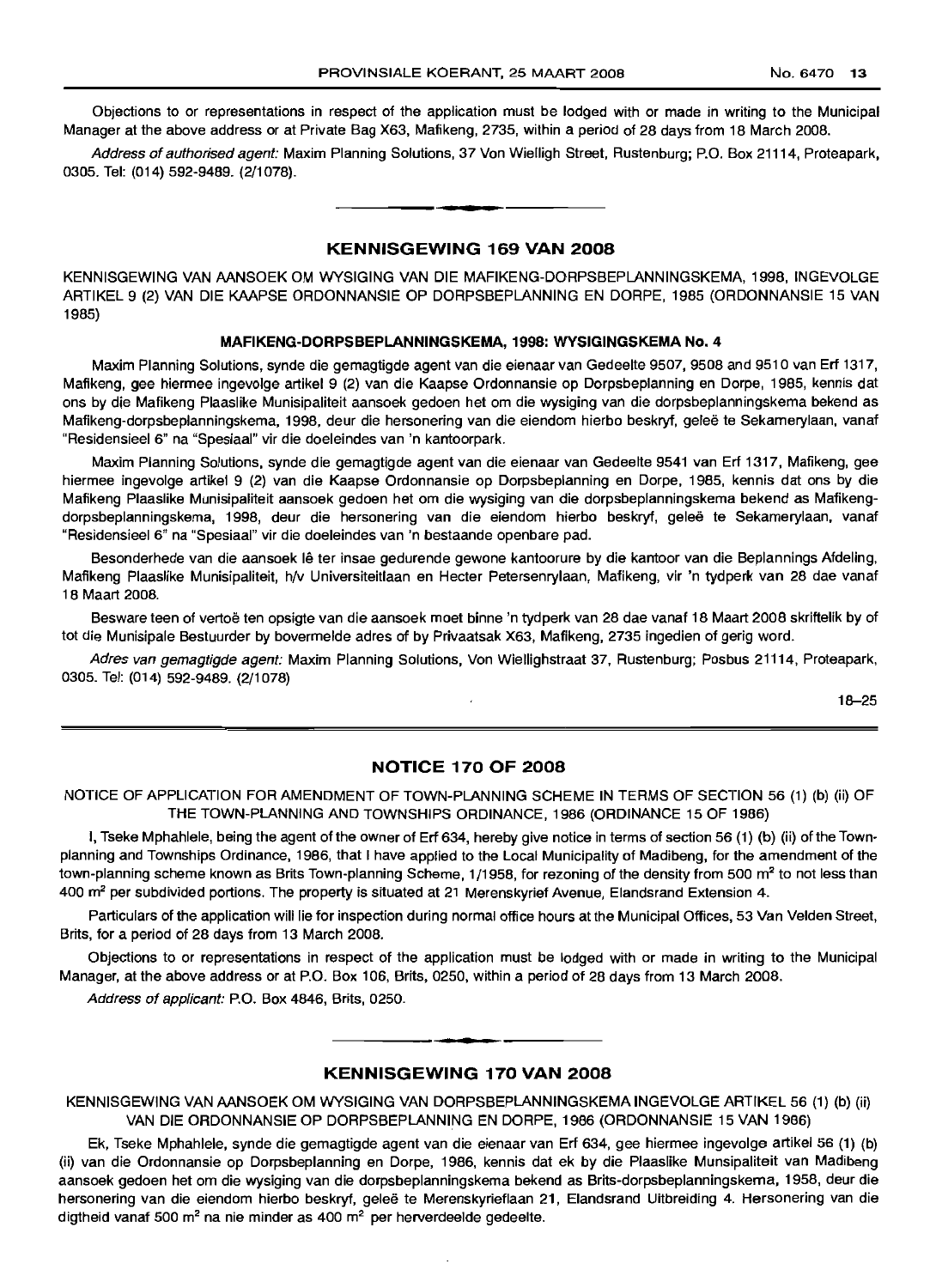Objections to or representations in respect of the application must be lodged with or made in writing to the Municipal Manager at the above address or at Private Bag X63, Mafikeng, 2735, within a period of 28 days from 18 March 2008.

*Address of authorised agent:* Maxim Planning Solutions, 37 Von Wielligh Street, Rustenburg; P.O. Box 21114, Proteapark, 0305. Tel: (014) 592-9489. (2/1078).

## KENNISGEWING 169 VAN 2008

KENNISGEWING VAN AANSOEK OM WYSIGING VAN DIE MAFIKENG-DORPSBEPLANNINGSKEMA, 1998, INGEVOLGE ARTIKEL 9 (2) VAN DIE KAAPSE ORDONNANSIE OP DORPSBEPLANNING EN DORPE, 1985 (ORDONNANSIE 15 VAN 1985)

**MAFIKENG-DORPSBEPLANNINGSKEMA, 1998: WYSIGINGSKEMA No. 4**

Maxim Planning Solutions, synde die gemagtigde agent van die eienaar van Gedeelte 9507, 9508 and 9510 van Erf 1317, Mafikeng, gee hiermee ingevolge artikel 9 (2) van die Kaapse Ordonnansie op Dorpsbeplanning en Dorpe, 1985, kennis dat ons by die Mafikeng Plaaslike Munisipaliteit aansoek gedoen het om die wysiging van die dorpsbeplanningskema bekend as Mafikeng-dorpsbeplanningskema, 1998, deur die hersonering van die eiendom hierbo beskryf, geleë te Sekamerylaan, vanaf "Residensieel 6" na "Spesiaal" vir die doeleindes van 'n kantoorpark.

Maxim Planning Solutions, synde die gemagtigde agent van die eienaar van Gedeelte 9541 van Erf 1317, Mafikeng, gee hiermee ingevolge artikel 9 (2) van die Kaapse Ordonnansie op Dorpsbeplanning en Dorpe, 1985, kennis dat ons by die Mafikeng Plaaslike Munisipaliteit aansoek gedoen het om die wysiging van die dorpsbeplanningskema bekend as Mafikeng-dorpsbeplanningskema, 1998, deur die hersonering van die eiendom hierbo beskryf, geleë te Sekamerylaan, vanaf "Residensieel 6" na "Spesiaal" vir die doeleindes van 'n bestaande openbare pad.

Besonderhede van die aansoek lê ter insae gedurende gewone kantoorure by die kantoor van die Beplannings Afdeling, Mafikeng Plaaslike Munisipaliteit, h/v Universiteitlaan en Hecter Petersenrylaan, Mafikeng, vir 'n tydperk van 28 dae vanaf 18 Maart 2008.

Besware teen of vertoë ten opsigte van die aansoek moet binne 'n tydperk van 28 dae vanaf 18 Maart 2008 skriftelik by of tot die Munisipale Bestuurder by bovermelde adres of by Privaatsak X63, Mafikeng, 2735 ingedien of gerig word.

*Adres van gemagtigde agent:* Maxim Planning Solutions, Von Wiellighstraat 37, Rustenburg; Posbus 21114, Proteapark, 0305. Tel: (014) 592-9489. (2/1078)

18–25

## NOTICE 170 OF 2008

NOTICE OF APPLICATION FOR AMENDMENT OF TOWN-PLANNING SCHEME IN TERMS OF SECTION 56 (1) (b) (ii) OF THE TOWN-PLANNING AND TOWNSHIPS ORDINANCE, 1986 (ORDINANCE 15 OF 1986)

I, Tseke Mphahlele, being the agent of the owner of Erf 634, hereby give notice in terms of section 56 (1) (b) (ii) of the Town-planning and Townships Ordinance, 1986, that I have applied to the Local Municipality of Madibeng, for the amendment of the town-planning scheme known as Brits Town-planning Scheme, 1/1958, for rezoning of the density from 500 m² to not less than 400 m² per subdivided portions. The property is situated at 21 Merenskyrief Avenue, Elandsrand Extension 4.

Particulars of the application will lie for inspection during normal office hours at the Municipal Offices, 53 Van Velden Street, Brits, for a period of 28 days from 13 March 2008.

Objections to or representations in respect of the application must be lodged with or made in writing to the Municipal Manager, at the above address or at P.O. Box 106, Brits, 0250, within a period of 28 days from 13 March 2008.

*Address of applicant:* P.O. Box 4846, Brits, 0250.

## KENNISGEWING 170 VAN 2008

KENNISGEWING VAN AANSOEK OM WYSIGING VAN DORPSBEPLANNINGSKEMA INGEVOLGE ARTIKEL 56 (1) (b) (ii) VAN DIE ORDONNANSIE OP DORPSBEPLANNING EN DORPE, 1986 (ORDONNANSIE 15 VAN 1986)

Ek, Tseke Mphahlele, synde die gemagtigde agent van die eienaar van Erf 634, gee hiermee ingevolge artikel 56 (1) (b) (ii) van die Ordonnansie op Dorpsbeplanning en Dorpe, 1986, kennis dat ek by die Plaaslike Munsipaliteit van Madibeng aansoek gedoen het om die wysiging van die dorpsbeplanningskema bekend as Brits-dorpsbeplanningskema, 1958, deur die hersonering van die eiendom hierbo beskryf, geleë te Merenskyrieflaan 21, Elandsrand Uitbreiding 4. Hersonering van die digtheid vanaf 500 m² na nie minder as 400 m² per herverdeelde gedeelte.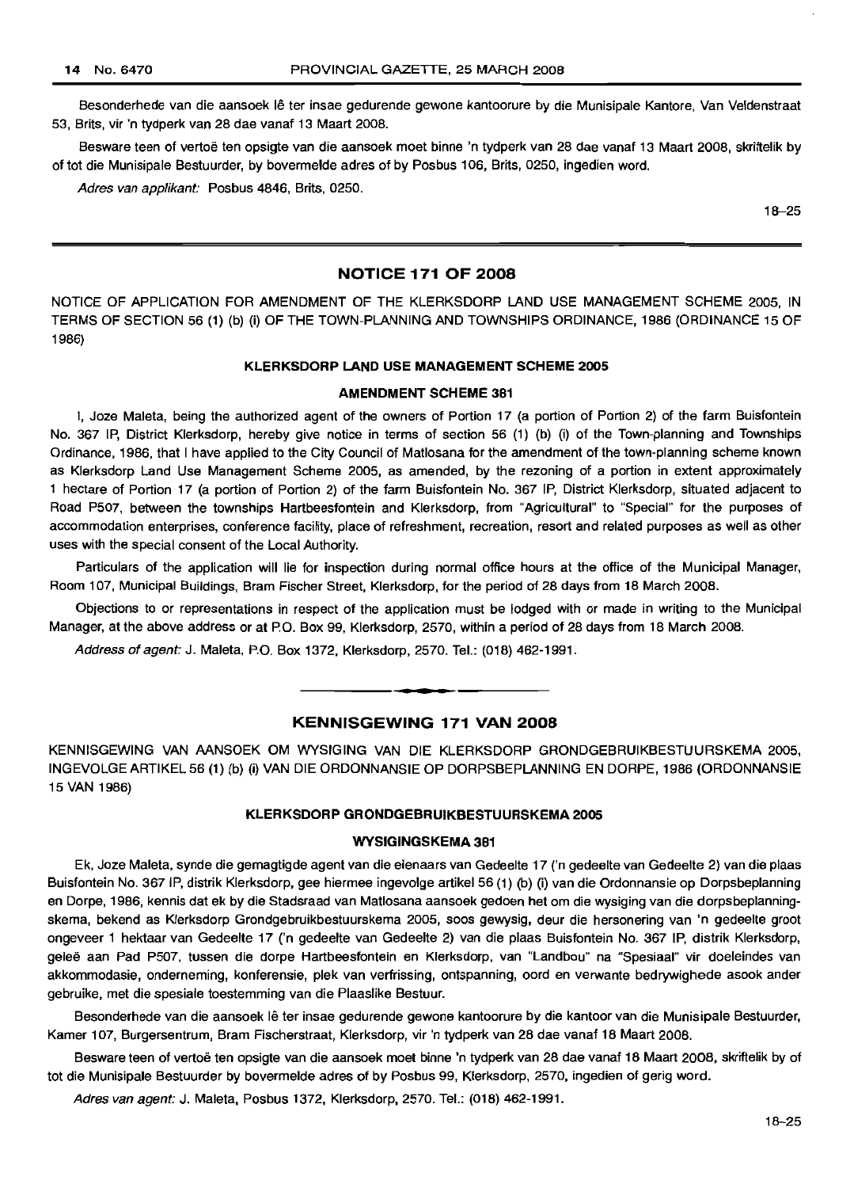Besonderhede van die aansoek lê ter insae gedurende gewone kantoorure by die Munisipale Kantore, Van Veldenstraat 53, Brits, vir 'n tydperk van 28 dae vanaf 13 Maart 2008.

Besware teen of vertoë ten opsigte van die aansoek moet binne 'n tydperk van 28 dae vanaf 13 Maart 2008, skriftelik by of tot die Munisipale Bestuurder, by bovermelde adres of by Posbus 106, Brits, 0250, ingedien word.

*Adres van applikant:* Posbus 4846, Brits, 0250.

18–25

## NOTICE 171 OF 2008

NOTICE OF APPLICATION FOR AMENDMENT OF THE KLERKSDORP LAND USE MANAGEMENT SCHEME 2005, IN TERMS OF SECTION 56 (1) (b) (i) OF THE TOWN-PLANNING AND TOWNSHIPS ORDINANCE, 1986 (ORDINANCE 15 OF 1986)

### KLERKSDORP LAND USE MANAGEMENT SCHEME 2005

### AMENDMENT SCHEME 381

I, Joze Maleta, being the authorized agent of the owners of Portion 17 (a portion of Portion 2) of the farm Buisfontein No. 367 IP, District Klerksdorp, hereby give notice in terms of section 56 (1) (b) (i) of the Town-planning and Townships Ordinance, 1986, that I have applied to the City Council of Matlosana for the amendment of the town-planning scheme known as Klerksdorp Land Use Management Scheme 2005, as amended, by the rezoning of a portion in extent approximately 1 hectare of Portion 17 (a portion of Portion 2) of the farm Buisfontein No. 367 IP, District Klerksdorp, situated adjacent to Road P507, between the townships Hartbeesfontein and Klerksdorp, from "Agricultural" to "Special" for the purposes of accommodation enterprises, conference facility, place of refreshment, recreation, resort and related purposes as well as other uses with the special consent of the Local Authority.

Particulars of the application will lie for inspection during normal office hours at the office of the Municipal Manager, Room 107, Municipal Buildings, Bram Fischer Street, Klerksdorp, for the period of 28 days from 18 March 2008.

Objections to or representations in respect of the application must be lodged with or made in writing to the Municipal Manager, at the above address or at P.O. Box 99, Klerksdorp, 2570, within a period of 28 days from 18 March 2008.

*Address of agent:* J. Maleta, P.O. Box 1372, Klerksdorp, 2570. Tel.: (018) 462-1991.

## KENNISGEWING 171 VAN 2008

KENNISGEWING VAN AANSOEK OM WYSIGING VAN DIE KLERKSDORP GRONDGEBRUIKBESTUURSKEMA 2005, INGEVOLGE ARTIKEL 56 (1) (b) (i) VAN DIE ORDONNANSIE OP DORPSBEPLANNING EN DORPE, 1986 (ORDONNANSIE 15 VAN 1986)

### KLERKSDORP GRONDGEBRUIKBESTUURSKEMA 2005

### WYSIGINGSKEMA 381

Ek, Joze Maleta, synde die gemagtigde agent van die eienaars van Gedeelte 17 ('n gedeelte van Gedeelte 2) van die plaas Buisfontein No. 367 IP, distrik Klerksdorp, gee hiermee ingevolge artikel 56 (1) (b) (i) van die Ordonnansie op Dorpsbeplanning en Dorpe, 1986, kennis dat ek by die Stadsraad van Matlosana aansoek gedoen het om die wysiging van die dorpsbeplanningskema, bekend as Klerksdorp Grondgebruikbestuurskema 2005, soos gewysig, deur die hersonering van 'n gedeelte groot ongeveer 1 hektaar van Gedeelte 17 ('n gedeelte van Gedeelte 2) van die plaas Buisfontein No. 367 IP, distrik Klerksdorp, geleë aan Pad P507, tussen die dorpe Hartbeesfontein en Klerksdorp, van "Landbou" na "Spesiaal" vir doeleindes van akkommodasie, onderneming, konferensie, plek van verfrissing, ontspanning, oord en verwante bedrywighede asook ander gebruike, met die spesiale toestemming van die Plaaslike Bestuur.

Besonderhede van die aansoek lê ter insae gedurende gewone kantoorure by die kantoor van die Munisipale Bestuurder, Kamer 107, Burgersentrum, Bram Fischerstraat, Klerksdorp, vir 'n tydperk van 28 dae vanaf 18 Maart 2008.

Besware teen of vertoë ten opsigte van die aansoek moet binne 'n tydperk van 28 dae vanaf 18 Maart 2008, skriftelik by of tot die Munisipale Bestuurder by bovermelde adres of by Posbus 99, Klerksdorp, 2570, ingedien of gerig word.

*Adres van agent:* J. Maleta, Posbus 1372, Klerksdorp, 2570. Tel.: (018) 462-1991.

18–25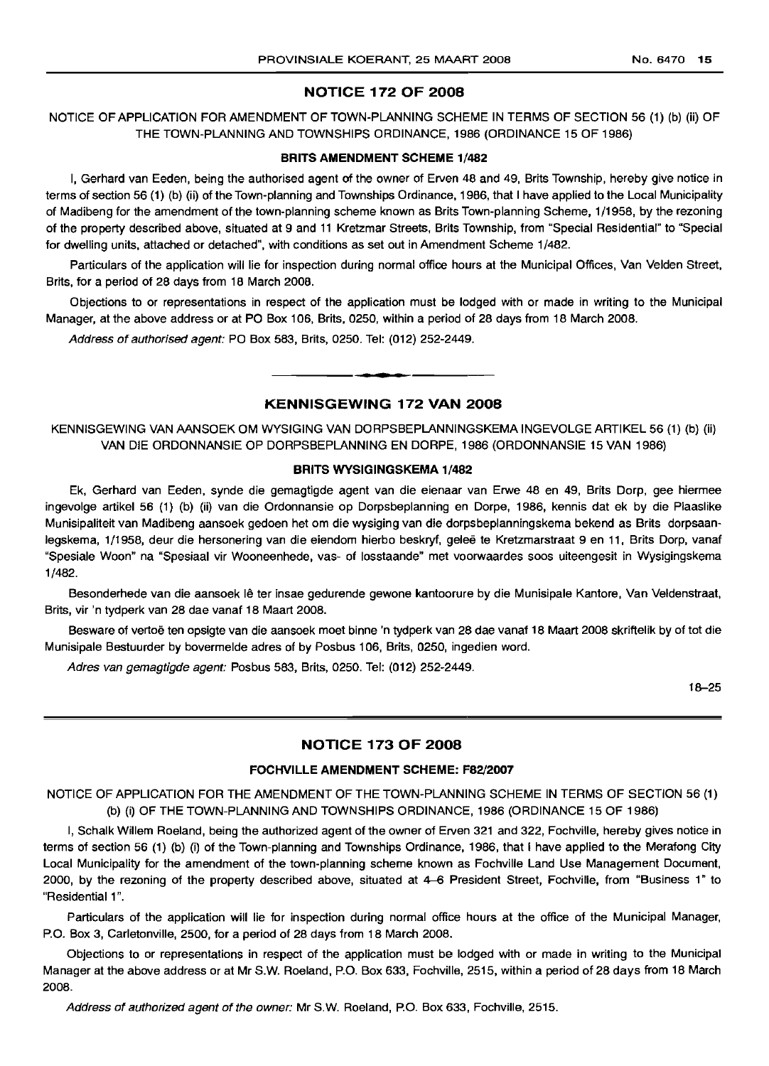## NOTICE 172 OF 2008

NOTICE OF APPLICATION FOR AMENDMENT OF TOWN-PLANNING SCHEME IN TERMS OF SECTION 56 (1) (b) (ii) OF THE TOWN-PLANNING AND TOWNSHIPS ORDINANCE, 1986 (ORDINANCE 15 OF 1986)

**BRITS AMENDMENT SCHEME 1/482**

I, Gerhard van Eeden, being the authorised agent of the owner of Erven 48 and 49, Brits Township, hereby give notice in terms of section 56 (1) (b) (ii) of the Town-planning and Townships Ordinance, 1986, that I have applied to the Local Municipality of Madibeng for the amendment of the town-planning scheme known as Brits Town-planning Scheme, 1/1958, by the rezoning of the property described above, situated at 9 and 11 Kretzmar Streets, Brits Township, from "Special Residential" to "Special for dwelling units, attached or detached", with conditions as set out in Amendment Scheme 1/482.

Particulars of the application will lie for inspection during normal office hours at the Municipal Offices, Van Velden Street, Brits, for a period of 28 days from 18 March 2008.

Objections to or representations in respect of the application must be lodged with or made in writing to the Municipal Manager, at the above address or at PO Box 106, Brits, 0250, within a period of 28 days from 18 March 2008.

*Address of authorised agent:* PO Box 583, Brits, 0250. Tel: (012) 252-2449.

---

## KENNISGEWING 172 VAN 2008

KENNISGEWING VAN AANSOEK OM WYSIGING VAN DORPSBEPLANNINGSKEMA INGEVOLGE ARTIKEL 56 (1) (b) (ii) VAN DIE ORDONNANSIE OP DORPSBEPLANNING EN DORPE, 1986 (ORDONNANSIE 15 VAN 1986)

**BRITS WYSIGINGSKEMA 1/482**

Ek, Gerhard van Eeden, synde die gemagtigde agent van die eienaar van Erwe 48 en 49, Brits Dorp, gee hiermee ingevolge artikel 56 (1) (b) (ii) van die Ordonnansie op Dorpsbeplanning en Dorpe, 1986, kennis dat ek by die Plaaslike Munisipaliteit van Madibeng aansoek gedoen het om die wysiging van die dorpsbeplanningskema bekend as Brits dorpsaanlegskema, 1/1958, deur die hersonering van die eiendom hierbo beskryf, geleë te Kretzmarstraat 9 en 11, Brits Dorp, vanaf "Spesiale Woon" na "Spesiaal vir Wooneenhede, vas- of losstaande" met voorwaardes soos uiteengesit in Wysigingskema 1/482.

Besonderhede van die aansoek lê ter insae gedurende gewone kantoorure by die Munisipale Kantore, Van Veldenstraat, Brits, vir 'n tydperk van 28 dae vanaf 18 Maart 2008.

Besware of vertoë ten opsigte van die aansoek moet binne 'n tydperk van 28 dae vanaf 18 Maart 2008 skriftelik by of tot die Munisipale Bestuurder by bovermelde adres of by Posbus 106, Brits, 0250, ingedien word.

*Adres van gemagtigde agent:* Posbus 583, Brits, 0250. Tel: (012) 252-2449.

18–25

---

## NOTICE 173 OF 2008

**FOCHVILLE AMENDMENT SCHEME: F82/2007**

NOTICE OF APPLICATION FOR THE AMENDMENT OF THE TOWN-PLANNING SCHEME IN TERMS OF SECTION 56 (1) (b) (i) OF THE TOWN-PLANNING AND TOWNSHIPS ORDINANCE, 1986 (ORDINANCE 15 OF 1986)

I, Schalk Willem Roeland, being the authorized agent of the owner of Erven 321 and 322, Fochville, hereby gives notice in terms of section 56 (1) (b) (i) of the Town-planning and Townships Ordinance, 1986, that I have applied to the Merafong City Local Municipality for the amendment of the town-planning scheme known as Fochville Land Use Management Document, 2000, by the rezoning of the property described above, situated at 4–6 President Street, Fochville, from "Business 1" to "Residential 1".

Particulars of the application will lie for inspection during normal office hours at the office of the Municipal Manager, P.O. Box 3, Carletonville, 2500, for a period of 28 days from 18 March 2008.

Objections to or representations in respect of the application must be lodged with or made in writing to the Municipal Manager at the above address or at Mr S.W. Roeland, P.O. Box 633, Fochville, 2515, within a period of 28 days from 18 March 2008.

*Address of authorized agent of the owner:* Mr S.W. Roeland, P.O. Box 633, Fochville, 2515.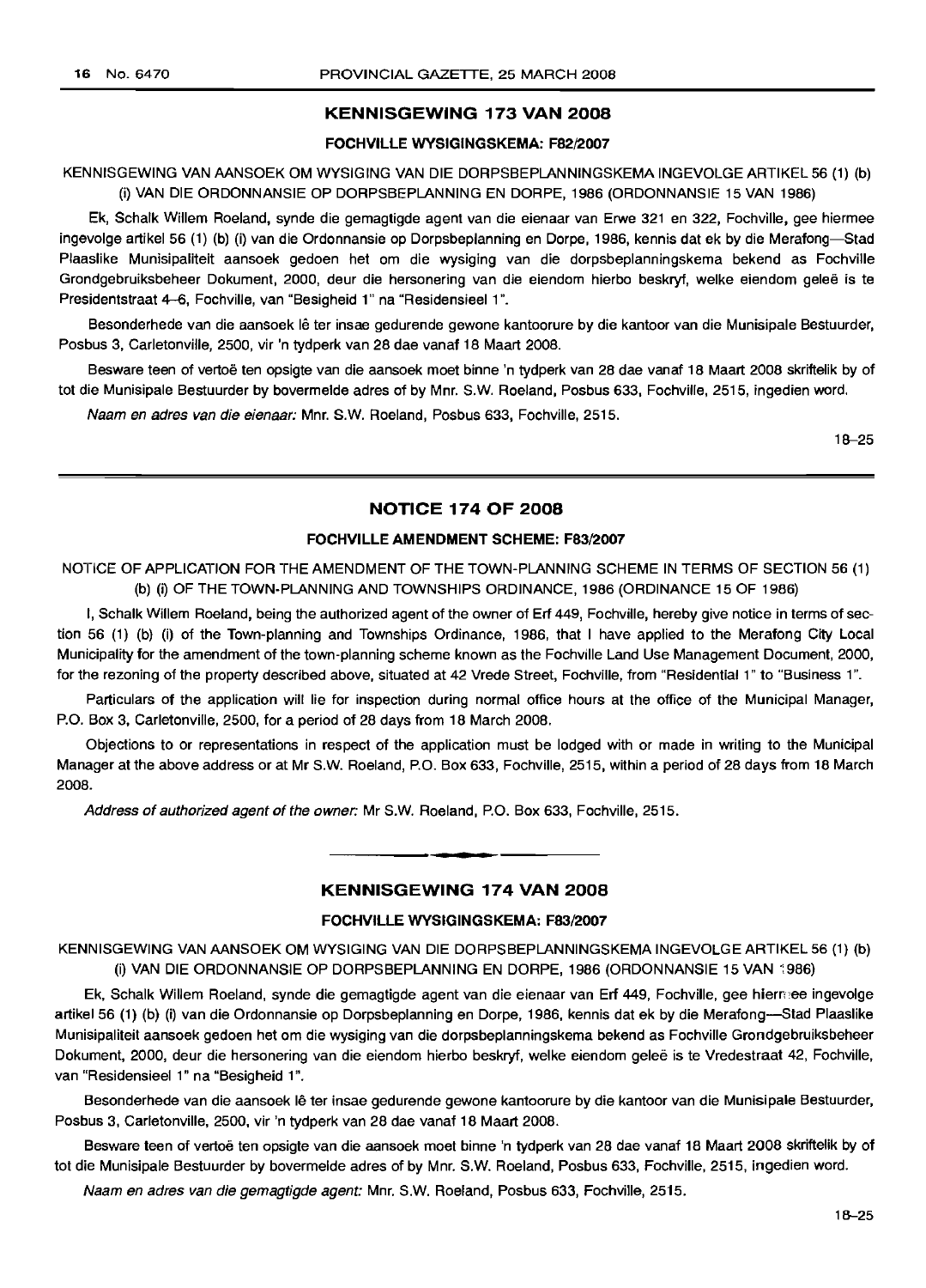## KENNISGEWING 173 VAN 2008

### FOCHVILLE WYSIGINGSKEMA: F82/2007

KENNISGEWING VAN AANSOEK OM WYSIGING VAN DIE DORPSBEPLANNINGSKEMA INGEVOLGE ARTIKEL 56 (1) (b) (i) VAN DIE ORDONNANSIE OP DORPSBEPLANNING EN DORPE, 1986 (ORDONNANSIE 15 VAN 1986)

Ek, Schalk Willem Roeland, synde die gemagtigde agent van die eienaar van Erwe 321 en 322, Fochville, gee hiermee ingevolge artikel 56 (1) (b) (i) van die Ordonnansie op Dorpsbeplanning en Dorpe, 1986, kennis dat ek by die Merafong—Stad Plaaslike Munisipaliteit aansoek gedoen het om die wysiging van die dorpsbeplanningskema bekend as Fochville Grondgebruiksbeheer Dokument, 2000, deur die hersonering van die eiendom hierbo beskryf, welke eiendom geleë is te Presidentstraat 4–6, Fochville, van "Besigheid 1" na "Residensieel 1".

Besonderhede van die aansoek lê ter insae gedurende gewone kantoorure by die kantoor van die Munisipale Bestuurder, Posbus 3, Carletonville, 2500, vir 'n tydperk van 28 dae vanaf 18 Maart 2008.

Besware teen of vertoë ten opsigte van die aansoek moet binne 'n tydperk van 28 dae vanaf 18 Maart 2008 skriftelik by of tot die Munisipale Bestuurder by bovermelde adres of by Mnr. S.W. Roeland, Posbus 633, Fochville, 2515, ingedien word.

*Naam en adres van die eienaar:* Mnr. S.W. Roeland, Posbus 633, Fochville, 2515.

18–25

---

## NOTICE 174 OF 2008

### FOCHVILLE AMENDMENT SCHEME: F83/2007

NOTICE OF APPLICATION FOR THE AMENDMENT OF THE TOWN-PLANNING SCHEME IN TERMS OF SECTION 56 (1) (b) (i) OF THE TOWN-PLANNING AND TOWNSHIPS ORDINANCE, 1986 (ORDINANCE 15 OF 1986)

I, Schalk Willem Roeland, being the authorized agent of the owner of Erf 449, Fochville, hereby give notice in terms of section 56 (1) (b) (i) of the Town-planning and Townships Ordinance, 1986, that I have applied to the Merafong City Local Municipality for the amendment of the town-planning scheme known as the Fochville Land Use Management Document, 2000, for the rezoning of the property described above, situated at 42 Vrede Street, Fochville, from "Residential 1" to "Business 1".

Particulars of the application will lie for inspection during normal office hours at the office of the Municipal Manager, P.O. Box 3, Carletonville, 2500, for a period of 28 days from 18 March 2008.

Objections to or representations in respect of the application must be lodged with or made in writing to the Municipal Manager at the above address or at Mr S.W. Roeland, P.O. Box 633, Fochville, 2515, within a period of 28 days from 18 March 2008.

*Address of authorized agent of the owner:* Mr S.W. Roeland, P.O. Box 633, Fochville, 2515.

---

## KENNISGEWING 174 VAN 2008

### FOCHVILLE WYSIGINGSKEMA: F83/2007

KENNISGEWING VAN AANSOEK OM WYSIGING VAN DIE DORPSBEPLANNINGSKEMA INGEVOLGE ARTIKEL 56 (1) (b) (i) VAN DIE ORDONNANSIE OP DORPSBEPLANNING EN DORPE, 1986 (ORDONNANSIE 15 VAN 1986)

Ek, Schalk Willem Roeland, synde die gemagtigde agent van die eienaar van Erf 449, Fochville, gee hiermee ingevolge artikel 56 (1) (b) (i) van die Ordonnansie op Dorpsbeplanning en Dorpe, 1986, kennis dat ek by die Merafong—Stad Plaaslike Munisipaliteit aansoek gedoen het om die wysiging van die dorpsbeplanningskema bekend as Fochville Grondgebruiksbeheer Dokument, 2000, deur die hersonering van die eiendom hierbo beskryf, welke eiendom geleë is te Vredestraat 42, Fochville, van "Residensieel 1" na "Besigheid 1".

Besonderhede van die aansoek lê ter insae gedurende gewone kantoorure by die kantoor van die Munisipale Bestuurder, Posbus 3, Carletonville, 2500, vir 'n tydperk van 28 dae vanaf 18 Maart 2008.

Besware teen of vertoë ten opsigte van die aansoek moet binne 'n tydperk van 28 dae vanaf 18 Maart 2008 skriftelik by of tot die Munisipale Bestuurder by bovermelde adres of by Mnr. S.W. Roeland, Posbus 633, Fochville, 2515, ingedien word.

*Naam en adres van die gemagtigde agent:* Mnr. S.W. Roeland, Posbus 633, Fochville, 2515.

18–25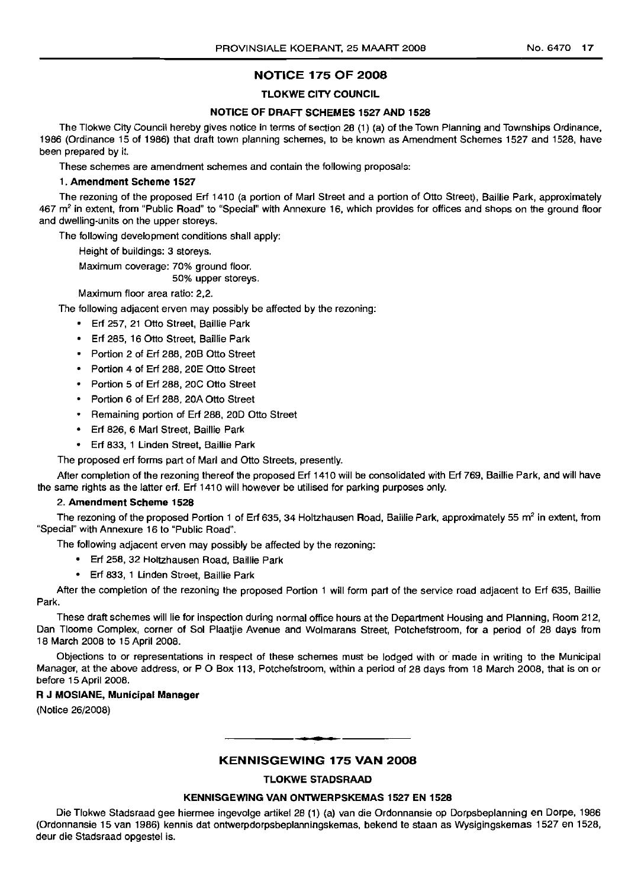## NOTICE 175 OF 2008

### TLOKWE CITY COUNCIL

### NOTICE OF DRAFT SCHEMES 1527 AND 1528

The Tlokwe City Council hereby gives notice in terms of section 28 (1) (a) of the Town Planning and Townships Ordinance, 1986 (Ordinance 15 of 1986) that draft town planning schemes, to be known as Amendment Schemes 1527 and 1528, have been prepared by it.

These schemes are amendment schemes and contain the following proposals:

**1. Amendment Scheme 1527**

The rezoning of the proposed Erf 1410 (a portion of Marl Street and a portion of Otto Street), Baillie Park, approximately 467 m² in extent, from "Public Road" to "Special" with Annexure 16, which provides for offices and shops on the ground floor and dwelling-units on the upper storeys.

The following development conditions shall apply:

Height of buildings: 3 storeys.

Maximum coverage: 70% ground floor.
50% upper storeys.

Maximum floor area ratio: 2,2.

The following adjacent erven may possibly be affected by the rezoning:

- Erf 257, 21 Otto Street, Baillie Park
- Erf 285, 16 Otto Street, Baillie Park
- Portion 2 of Erf 288, 20B Otto Street
- Portion 4 of Erf 288, 20E Otto Street
- Portion 5 of Erf 288, 20C Otto Street
- Portion 6 of Erf 288, 20A Otto Street
- Remaining portion of Erf 288, 20D Otto Street
- Erf 826, 6 Marl Street, Baillie Park
- Erf 833, 1 Linden Street, Baillie Park

The proposed erf forms part of Marl and Otto Streets, presently.

After completion of the rezoning thereof the proposed Erf 1410 will be consolidated with Erf 769, Baillie Park, and will have the same rights as the latter erf. Erf 1410 will however be utilised for parking purposes only.

**2. Amendment Scheme 1528**

The rezoning of the proposed Portion 1 of Erf 635, 34 Holtzhausen Road, Baillie Park, approximately 55 m² in extent, from "Special" with Annexure 16 to "Public Road".

The following adjacent erven may possibly be affected by the rezoning:

- Erf 258, 32 Holtzhausen Road, Baillie Park
- Erf 833, 1 Linden Street, Baillie Park

After the completion of the rezoning the proposed Portion 1 will form part of the service road adjacent to Erf 635, Baillie Park.

These draft schemes will lie for inspection during normal office hours at the Department Housing and Planning, Room 212, Dan Tloome Complex, corner of Sol Plaatjie Avenue and Wolmarans Street, Potchefstroom, for a period of 28 days from 18 March 2008 to 15 April 2008.

Objections to or representations in respect of these schemes must be lodged with or made in writing to the Municipal Manager, at the above address, or P O Box 113, Potchefstroom, within a period of 28 days from 18 March 2008, that is on or before 15 April 2008.

**R J MOSIANE, Municipal Manager**

(Notice 26/2008)

---

## KENNISGEWING 175 VAN 2008

### TLOKWE STADSRAAD

### KENNISGEWING VAN ONTWERPSKEMAS 1527 EN 1528

Die Tlokwe Stadsraad gee hiermee ingevolge artikel 28 (1) (a) van die Ordonnansie op Dorpsbeplanning en Dorpe, 1986 (Ordonnansie 15 van 1986) kennis dat ontwerpdorpsbeplanningskemas, bekend te staan as Wysigingskemas 1527 en 1528, deur die Stadsraad opgestel is.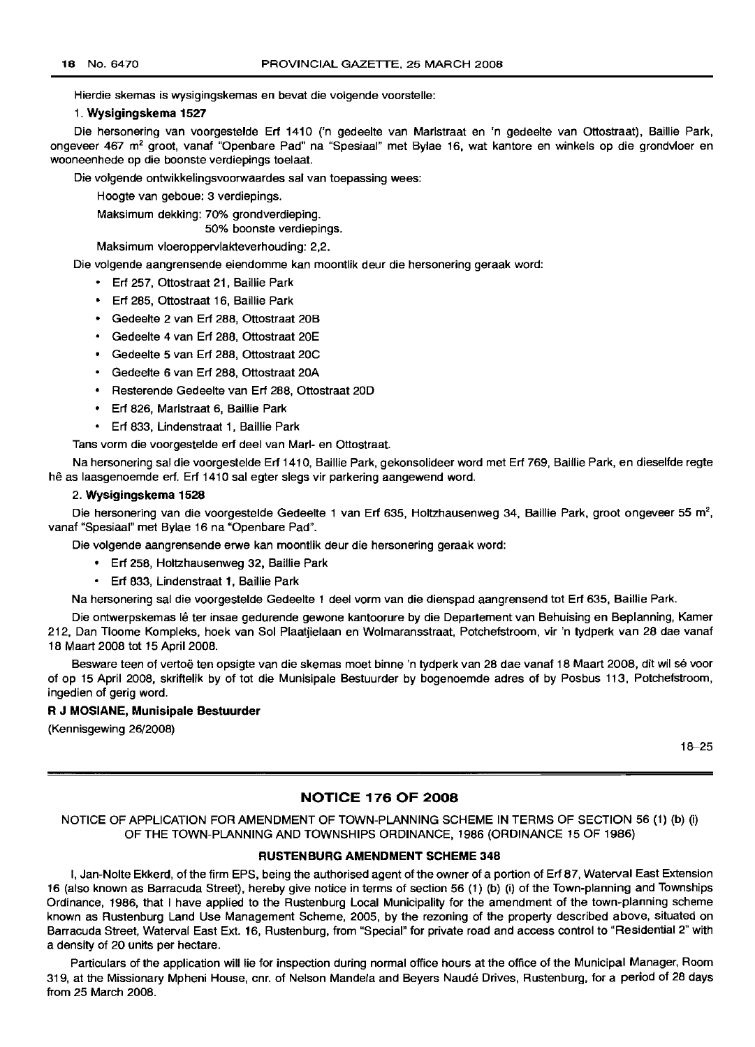Hierdie skemas is wysigingskemas en bevat die volgende voorstelle:

**1. Wysigingskema 1527**

Die hersonering van voorgestelde Erf 1410 ('n gedeelte van Marlstraat en 'n gedeelte van Ottostraat), Baillie Park, ongeveer 467 m$^2$ groot, vanaf "Openbare Pad" na "Spesiaal" met Bylae 16, wat kantore en winkels op die grondvloer en wooneenhede op die boonste verdiepings toelaat.

Die volgende ontwikkelingsvoorwaardes sal van toepassing wees:

Hoogte van geboue: 3 verdiepings.

Maksimum dekking: 70% grondverdieping.
50% boonste verdiepings.

Maksimum vloeroppervlakteverhouding: 2,2.

Die volgende aangrensende eiendomme kan moontlik deur die hersonering geraak word:

- Erf 257, Ottostraat 21, Baillie Park
- Erf 285, Ottostraat 16, Baillie Park
- Gedeelte 2 van Erf 288, Ottostraat 20B
- Gedeelte 4 van Erf 288, Ottostraat 20E
- Gedeelte 5 van Erf 288, Ottostraat 20C
- Gedeelte 6 van Erf 288, Ottostraat 20A
- Resterende Gedeelte van Erf 288, Ottostraat 20D
- Erf 826, Marlstraat 6, Baillie Park
- Erf 833, Lindenstraat 1, Baillie Park

Tans vorm die voorgestelde erf deel van Marl- en Ottostraat.

Na hersonering sal die voorgestelde Erf 1410, Baillie Park, gekonsolideer word met Erf 769, Baillie Park, en dieselfde regte hê as laasgenoemde erf. Erf 1410 sal egter slegs vir parkering aangewend word.

**2. Wysigingskema 1528**

Die hersonering van die voorgestelde Gedeelte 1 van Erf 635, Holtzhausenweg 34, Baillie Park, groot ongeveer 55 m$^2$, vanaf "Spesiaal" met Bylae 16 na "Openbare Pad".

Die volgende aangrensende erwe kan moontlik deur die hersonering geraak word:

- Erf 258, Holtzhausenweg 32, Baillie Park
- Erf 833, Lindenstraat 1, Baillie Park

Na hersonering sal die voorgestelde Gedeelte 1 deel vorm van die dienspad aangrensend tot Erf 635, Baillie Park.

Die ontwerpskemas lê ter insae gedurende gewone kantoorure by die Departement van Behuising en Beplanning, Kamer 212, Dan Tloome Kompleks, hoek van Sol Plaatjielaan en Wolmaransstraat, Potchefstroom, vir 'n tydperk van 28 dae vanaf 18 Maart 2008 tot 15 April 2008.

Besware teen of vertoë ten opsigte van die skemas moet binne 'n tydperk van 28 dae vanaf 18 Maart 2008, dit wil sê voor of op 15 April 2008, skriftelik by of tot die Munisipale Bestuurder by bogenoemde adres of by Posbus 113, Potchefstroom, ingedien of gerig word.

**R J MOSIANE, Munisipale Bestuurder**

(Kennisgewing 26/2008)

18–25

## NOTICE 176 OF 2008

NOTICE OF APPLICATION FOR AMENDMENT OF TOWN-PLANNING SCHEME IN TERMS OF SECTION 56 (1) (b) (i) OF THE TOWN-PLANNING AND TOWNSHIPS ORDINANCE, 1986 (ORDINANCE 15 OF 1986)

### RUSTENBURG AMENDMENT SCHEME 348

I, Jan-Nolte Ekkerd, of the firm EPS, being the authorised agent of the owner of a portion of Erf 87, Waterval East Extension 16 (also known as Barracuda Street), hereby give notice in terms of section 56 (1) (b) (i) of the Town-planning and Townships Ordinance, 1986, that I have applied to the Rustenburg Local Municipality for the amendment of the town-planning scheme known as Rustenburg Land Use Management Scheme, 2005, by the rezoning of the property described above, situated on Barracuda Street, Waterval East Ext. 16, Rustenburg, from "Special" for private road and access control to "Residential 2" with a density of 20 units per hectare.

Particulars of the application will lie for inspection during normal office hours at the office of the Municipal Manager, Room 319, at the Missionary Mpheni House, cnr. of Nelson Mandela and Beyers Naudé Drives, Rustenburg, for a period of 28 days from 25 March 2008.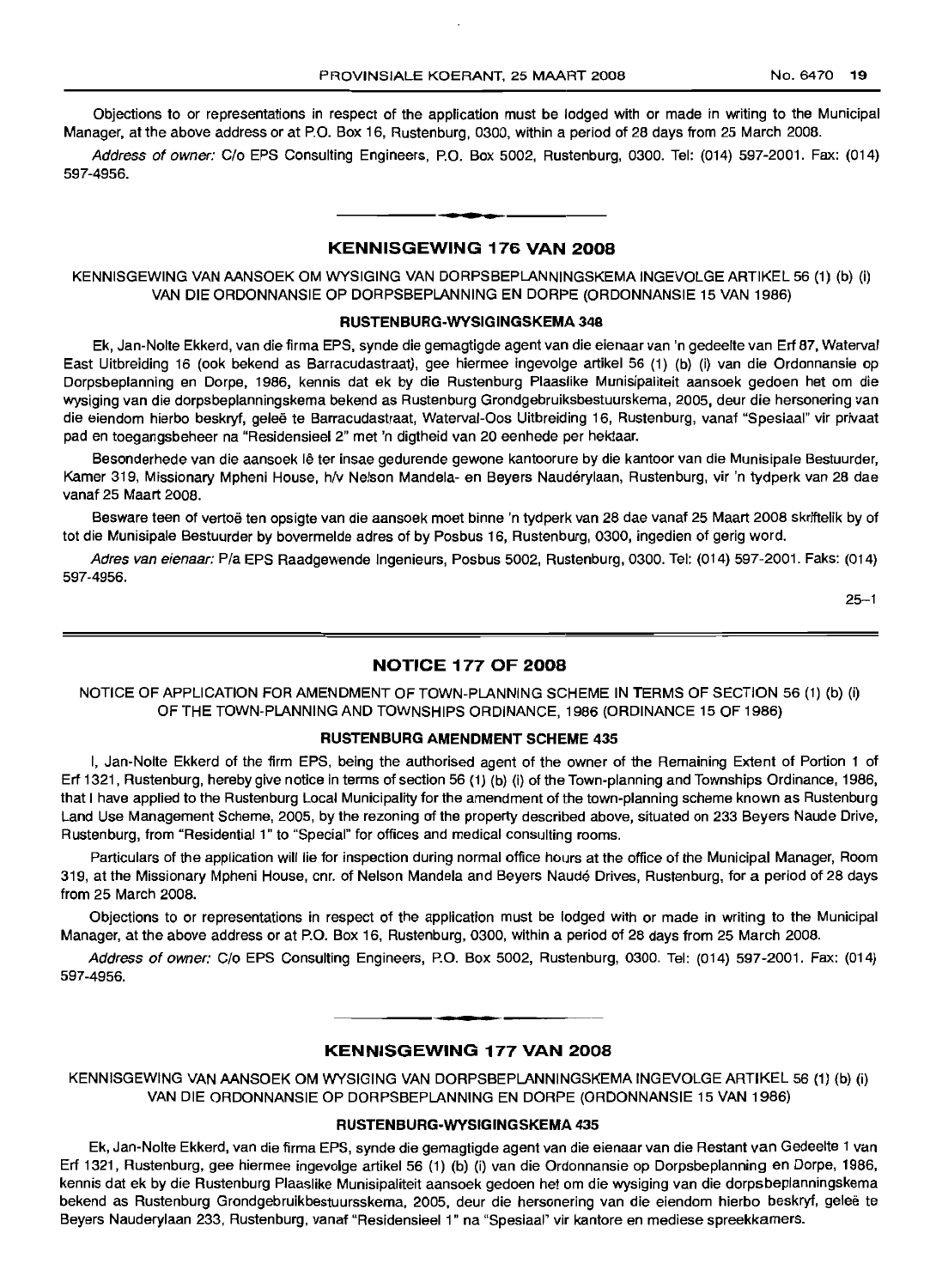Objections to or representations in respect of the application must be lodged with or made in writing to the Municipal Manager, at the above address or at P.O. Box 16, Rustenburg, 0300, within a period of 28 days from 25 March 2008.

*Address of owner:* C/o EPS Consulting Engineers, P.O. Box 5002, Rustenburg, 0300. Tel: (014) 597-2001. Fax: (014) 597-4956.

## KENNISGEWING 176 VAN 2008

KENNISGEWING VAN AANSOEK OM WYSIGING VAN DORPSBEPLANNINGSKEMA INGEVOLGE ARTIKEL 56 (1) (b) (i) VAN DIE ORDONNANSIE OP DORPSBEPLANNING EN DORPE (ORDONNANSIE 15 VAN 1986)

### RUSTENBURG-WYSIGINGSKEMA 348

Ek, Jan-Nolte Ekkerd, van die firma EPS, synde die gemagtigde agent van die eienaar van 'n gedeelte van Erf 87, Waterval East Uitbreiding 16 (ook bekend as Barracudastraat), gee hiermee ingevolge artikel 56 (1) (b) (i) van die Ordonnansie op Dorpsbeplanning en Dorpe, 1986, kennis dat ek by die Rustenburg Plaaslike Munisipaliteit aansoek gedoen het om die wysiging van die dorpsbeplanningskema bekend as Rustenburg Grondgebruiksbestuurskema, 2005, deur die hersonering van die eiendom hierbo beskryf, geleë te Barracudastraat, Waterval-Oos Uitbreiding 16, Rustenburg, vanaf "Spesiaal" vir privaat pad en toegangsbeheer na "Residensieel 2" met 'n digtheid van 20 eenhede per hektaar.

Besonderhede van die aansoek lê ter insae gedurende gewone kantoorure by die kantoor van die Munisipale Bestuurder, Kamer 319, Missionary Mpheni House, h/v Nelson Mandela- en Beyers Naudérylaan, Rustenburg, vir 'n tydperk van 28 dae vanaf 25 Maart 2008.

Besware teen of vertoë ten opsigte van die aansoek moet binne 'n tydperk van 28 dae vanaf 25 Maart 2008 skriftelik by of tot die Munisipale Bestuurder by bovermelde adres of by Posbus 16, Rustenburg, 0300, ingedien of gerig word.

*Adres van eienaar:* P/a EPS Raadgewende Ingenieurs, Posbus 5002, Rustenburg, 0300. Tel: (014) 597-2001. Faks: (014) 597-4956.

25–1

## NOTICE 177 OF 2008

NOTICE OF APPLICATION FOR AMENDMENT OF TOWN-PLANNING SCHEME IN TERMS OF SECTION 56 (1) (b) (i) OF THE TOWN-PLANNING AND TOWNSHIPS ORDINANCE, 1986 (ORDINANCE 15 OF 1986)

### RUSTENBURG AMENDMENT SCHEME 435

I, Jan-Nolte Ekkerd of the firm EPS, being the authorised agent of the owner of the Remaining Extent of Portion 1 of Erf 1321, Rustenburg, hereby give notice in terms of section 56 (1) (b) (i) of the Town-planning and Townships Ordinance, 1986, that I have applied to the Rustenburg Local Municipality for the amendment of the town-planning scheme known as Rustenburg Land Use Management Scheme, 2005, by the rezoning of the property described above, situated on 233 Beyers Naude Drive, Rustenburg, from "Residential 1" to "Special" for offices and medical consulting rooms.

Particulars of the application will lie for inspection during normal office hours at the office of the Municipal Manager, Room 319, at the Missionary Mpheni House, cnr. of Nelson Mandela and Beyers Naudé Drives, Rustenburg, for a period of 28 days from 25 March 2008.

Objections to or representations in respect of the application must be lodged with or made in writing to the Municipal Manager, at the above address or at P.O. Box 16, Rustenburg, 0300, within a period of 28 days from 25 March 2008.

*Address of owner:* C/o EPS Consulting Engineers, P.O. Box 5002, Rustenburg, 0300. Tel: (014) 597-2001. Fax: (014) 597-4956.

## KENNISGEWING 177 VAN 2008

KENNISGEWING VAN AANSOEK OM WYSIGING VAN DORPSBEPLANNINGSKEMA INGEVOLGE ARTIKEL 56 (1) (b) (i) VAN DIE ORDONNANSIE OP DORPSBEPLANNING EN DORPE (ORDONNANSIE 15 VAN 1986)

### RUSTENBURG-WYSIGINGSKEMA 435

Ek, Jan-Nolte Ekkerd, van die firma EPS, synde die gemagtigde agent van die eienaar van die Restant van Gedeelte 1 van Erf 1321, Rustenburg, gee hiermee ingevolge artikel 56 (1) (b) (i) van die Ordonnansie op Dorpsbeplanning en Dorpe, 1986, kennis dat ek by die Rustenburg Plaaslike Munisipaliteit aansoek gedoen het om die wysiging van die dorpsbeplanningskema bekend as Rustenburg Grondgebruikbestuursskema, 2005, deur die hersonering van die eiendom hierbo beskryf, geleë te Beyers Nauderylaan 233, Rustenburg, vanaf "Residensieel 1" na "Spesiaal" vir kantore en mediese spreekkamers.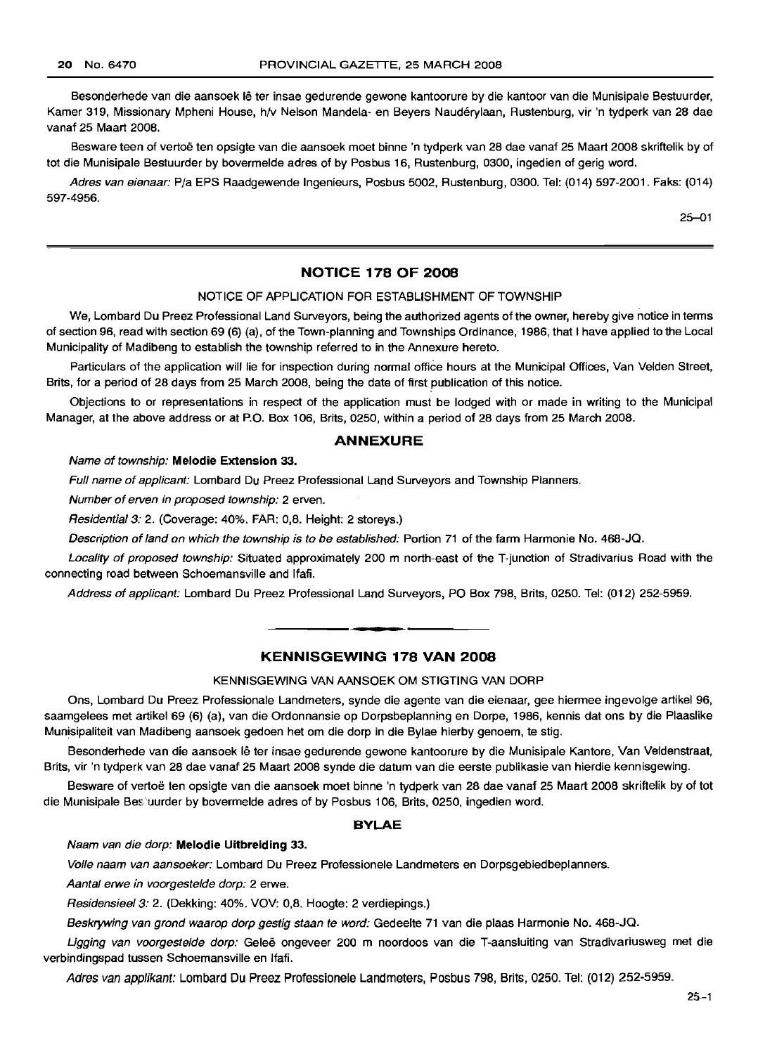Besonderhede van die aansoek lê ter insae gedurende gewone kantoorure by die kantoor van die Munisipale Bestuurder, Kamer 319, Missionary Mpheni House, h/v Nelson Mandela- en Beyers Naudérylaan, Rustenburg, vir 'n tydperk van 28 dae vanaf 25 Maart 2008.

Besware teen of vertoë ten opsigte van die aansoek moet binne 'n tydperk van 28 dae vanaf 25 Maart 2008 skriftelik by of tot die Munisipale Bestuurder by bovermelde adres of by Posbus 16, Rustenburg, 0300, ingedien of gerig word.

*Adres van eienaar:* P/a EPS Raadgewende Ingenieurs, Posbus 5002, Rustenburg, 0300. Tel: (014) 597-2001. Faks: (014) 597-4956.

25–01

---

## NOTICE 178 OF 2008

NOTICE OF APPLICATION FOR ESTABLISHMENT OF TOWNSHIP

We, Lombard Du Preez Professional Land Surveyors, being the authorized agents of the owner, hereby give notice in terms of section 96, read with section 69 (6) (a), of the Town-planning and Townships Ordinance, 1986, that I have applied to the Local Municipality of Madibeng to establish the township referred to in the Annexure hereto.

Particulars of the application will lie for inspection during normal office hours at the Municipal Offices, Van Velden Street, Brits, for a period of 28 days from 25 March 2008, being the date of first publication of this notice.

Objections to or representations in respect of the application must be lodged with or made in writing to the Municipal Manager, at the above address or at P.O. Box 106, Brits, 0250, within a period of 28 days from 25 March 2008.

### ANNEXURE

*Name of township:* **Melodie Extension 33.**

*Full name of applicant:* Lombard Du Preez Professional Land Surveyors and Township Planners.

*Number of erven in proposed township:* 2 erven.

*Residential 3:* 2. (Coverage: 40%. FAR: 0,8. Height: 2 storeys.)

*Description of land on which the township is to be established:* Portion 71 of the farm Harmonie No. 468-JQ.

*Locality of proposed township:* Situated approximately 200 m north-east of the T-junction of Stradivarius Road with the connecting road between Schoemansville and Ifafi.

*Address of applicant:* Lombard Du Preez Professional Land Surveyors, PO Box 798, Brits, 0250. Tel: (012) 252-5959.

---

## KENNISGEWING 178 VAN 2008

KENNISGEWING VAN AANSOEK OM STIGTING VAN DORP

Ons, Lombard Du Preez Professionale Landmeters, synde die agente van die eienaar, gee hiermee ingevolge artikel 96, saamgelees met artikel 69 (6) (a), van die Ordonnansie op Dorpsbeplanning en Dorpe, 1986, kennis dat ons by die Plaaslike Munisipaliteit van Madibeng aansoek gedoen het om die dorp in die Bylae hierby genoem, te stig.

Besonderhede van die aansoek lê ter insae gedurende gewone kantoorure by die Munisipale Kantore, Van Veldenstraat, Brits, vir 'n tydperk van 28 dae vanaf 25 Maart 2008 synde die datum van die eerste publikasie van hierdie kennisgewing.

Besware of vertoë ten opsigte van die aansoek moet binne 'n tydperk van 28 dae vanaf 25 Maart 2008 skriftelik by of tot die Munisipale Bestuurder by bovermelde adres of by Posbus 106, Brits, 0250, ingedien word.

### BYLAE

*Naam van die dorp:* **Melodie Uitbreiding 33.**

*Volle naam van aansoeker:* Lombard Du Preez Professionele Landmeters en Dorpsgebiedbeplanners.

*Aantal erwe in voorgestelde dorp:* 2 erwe.

*Residensieel 3:* 2. (Dekking: 40%. VOV: 0,8. Hoogte: 2 verdiepings.)

*Beskrywing van grond waarop dorp gestig staan te word:* Gedeelte 71 van die plaas Harmonie No. 468-JQ.

*Ligging van voorgestelde dorp:* Geleë ongeveer 200 m noordoos van die T-aansluiting van Stradivariusweg met die verbindingspad tussen Schoemansville en Ifafi.

*Adres van applikant:* Lombard Du Preez Professionele Landmeters, Posbus 798, Brits, 0250. Tel: (012) 252-5959.

25–1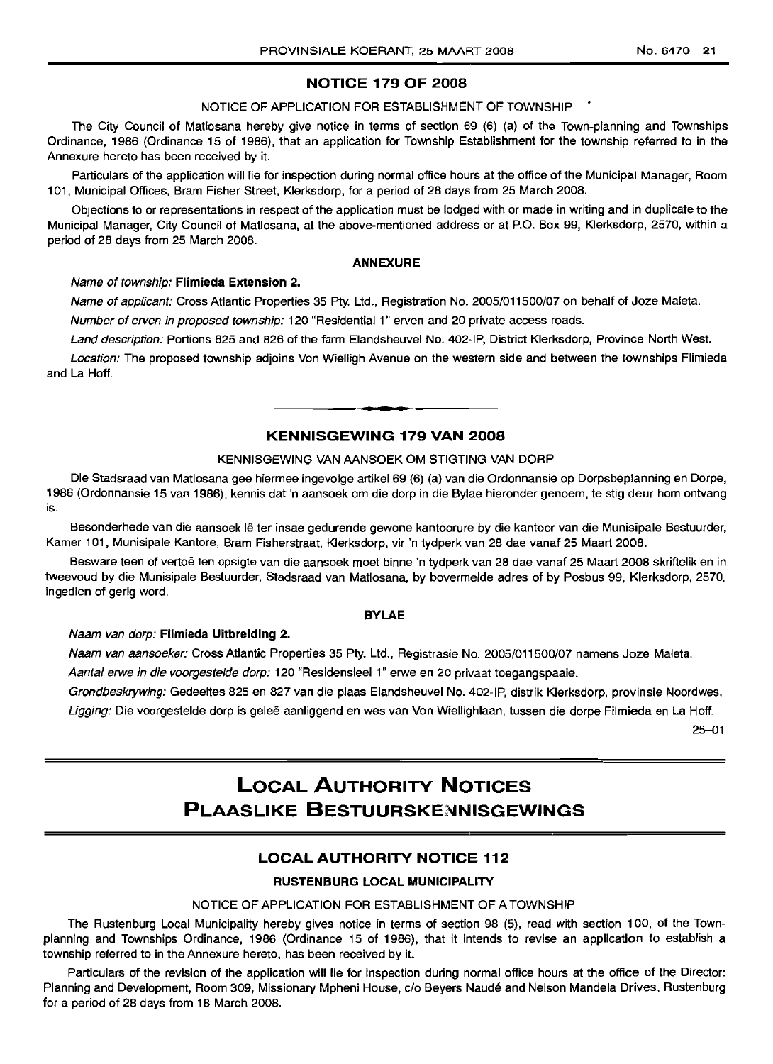## NOTICE 179 OF 2008

NOTICE OF APPLICATION FOR ESTABLISHMENT OF TOWNSHIP

The City Council of Matlosana hereby give notice in terms of section 69 (6) (a) of the Town-planning and Townships Ordinance, 1986 (Ordinance 15 of 1986), that an application for Township Establishment for the township referred to in the Annexure hereto has been received by it.

Particulars of the application will lie for inspection during normal office hours at the office of the Municipal Manager, Room 101, Municipal Offices, Bram Fisher Street, Klerksdorp, for a period of 28 days from 25 March 2008.

Objections to or representations in respect of the application must be lodged with or made in writing and in duplicate to the Municipal Manager, City Council of Matlosana, at the above-mentioned address or at P.O. Box 99, Klerksdorp, 2570, within a period of 28 days from 25 March 2008.

### ANNEXURE

*Name of township:* **Flimieda Extension 2.**

*Name of applicant:* Cross Atlantic Properties 35 Pty. Ltd., Registration No. 2005/011500/07 on behalf of Joze Maleta.

*Number of erven in proposed township:* 120 "Residential 1" erven and 20 private access roads.

*Land description:* Portions 825 and 826 of the farm Elandsheuvel No. 402-IP, District Klerksdorp, Province North West.

*Location:* The proposed township adjoins Von Wielligh Avenue on the western side and between the townships Flimieda and La Hoff.

---

## KENNISGEWING 179 VAN 2008

KENNISGEWING VAN AANSOEK OM STIGTING VAN DORP

Die Stadsraad van Matlosana gee hiermee ingevolge artikel 69 (6) (a) van die Ordonnansie op Dorpsbeplanning en Dorpe, 1986 (Ordonnansie 15 van 1986), kennis dat 'n aansoek om die dorp in die Bylae hieronder genoem, te stig deur hom ontvang is.

Besonderhede van die aansoek lê ter insae gedurende gewone kantoorure by die kantoor van die Munisipale Bestuurder, Kamer 101, Munisipale Kantore, Bram Fisherstraat, Klerksdorp, vir 'n tydperk van 28 dae vanaf 25 Maart 2008.

Besware teen of vertoë ten opsigte van die aansoek moet binne 'n tydperk van 28 dae vanaf 25 Maart 2008 skriftelik en in tweevoud by die Munisipale Bestuurder, Stadsraad van Matlosana, by bovermelde adres of by Posbus 99, Klerksdorp, 2570, ingedien of gerig word.

### BYLAE

*Naam van dorp:* **Flimieda Uitbreiding 2.**

*Naam van aansoeker:* Cross Atlantic Properties 35 Pty. Ltd., Registrasie No. 2005/011500/07 namens Joze Maleta.

*Aantal erwe in die voorgestelde dorp:* 120 "Residensieel 1" erwe en 20 privaat toegangspaaie.

*Grondbeskrywing:* Gedeeltes 825 en 827 van die plaas Elandsheuvel No. 402-IP, distrik Klerksdorp, provinsie Noordwes.

*Ligging:* Die voorgestelde dorp is geleë aanliggend en wes van Von Wiellighlaan, tussen die dorpe Filmieda en La Hoff.

25–01

---

# LOCAL AUTHORITY NOTICES
# PLAASLIKE BESTUURSKENNISGEWINGS

## LOCAL AUTHORITY NOTICE 112

### RUSTENBURG LOCAL MUNICIPALITY

NOTICE OF APPLICATION FOR ESTABLISHMENT OF A TOWNSHIP

The Rustenburg Local Municipality hereby gives notice in terms of section 98 (5), read with section 100, of the Town-planning and Townships Ordinance, 1986 (Ordinance 15 of 1986), that it intends to revise an application to establish a township referred to in the Annexure hereto, has been received by it.

Particulars of the revision of the application will lie for inspection during normal office hours at the office of the Director: Planning and Development, Room 309, Missionary Mpheni House, c/o Beyers Naudé and Nelson Mandela Drives, Rustenburg for a period of 28 days from 18 March 2008.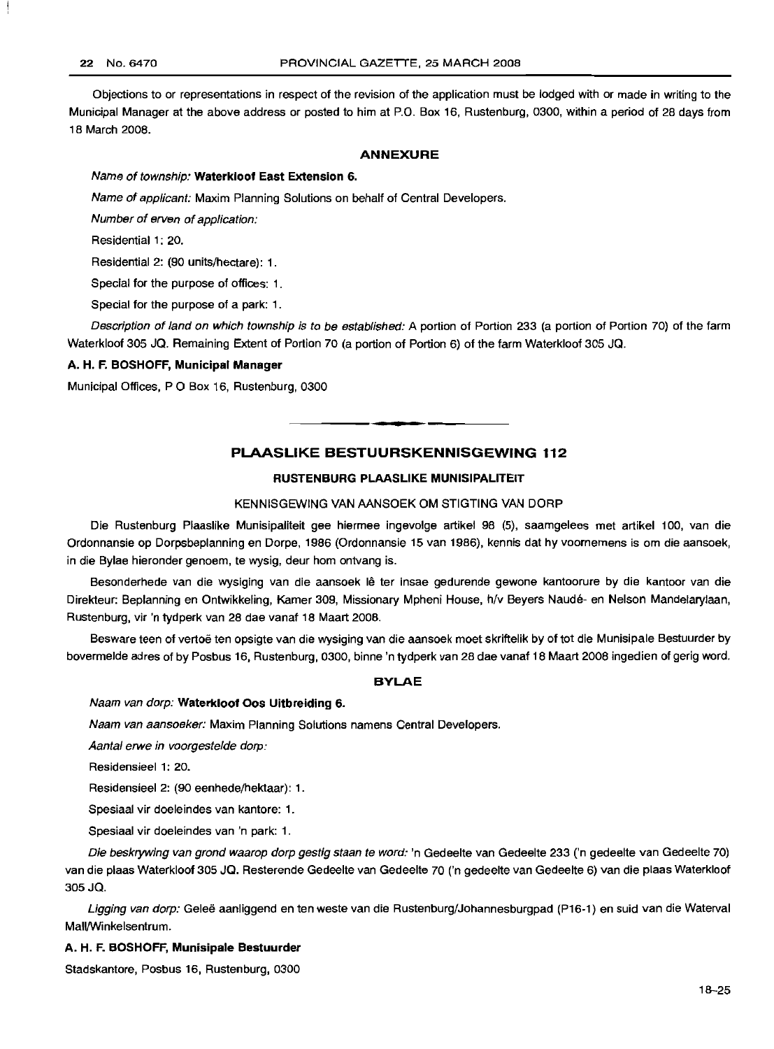Objections to or representations in respect of the revision of the application must be lodged with or made in writing to the Municipal Manager at the above address or posted to him at P.O. Box 16, Rustenburg, 0300, within a period of 28 days from 18 March 2008.

### ANNEXURE

*Name of township:* **Waterkloof East Extension 6.**

*Name of applicant:* Maxim Planning Solutions on behalf of Central Developers.

*Number of erven of application:*

Residential 1: 20.

Residential 2: (90 units/hectare): 1.

Special for the purpose of offices: 1.

Special for the purpose of a park: 1.

*Description of land on which township is to be established:* A portion of Portion 233 (a portion of Portion 70) of the farm Waterkloof 305 JQ. Remaining Extent of Portion 70 (a portion of Portion 6) of the farm Waterkloof 305 JQ.

**A. H. F. BOSHOFF, Municipal Manager**

Municipal Offices, P O Box 16, Rustenburg, 0300

---

## PLAASLIKE BESTUURSKENNISGEWING 112

### RUSTENBURG PLAASLIKE MUNISIPALITEIT

KENNISGEWING VAN AANSOEK OM STIGTING VAN DORP

Die Rustenburg Plaaslike Munisipaliteit gee hiermee ingevolge artikel 98 (5), saamgelees met artikel 100, van die Ordonnansie op Dorpsbeplanning en Dorpe, 1986 (Ordonnansie 15 van 1986), kennis dat hy voornemens is om die aansoek, in die Bylae hieronder genoem, te wysig, deur hom ontvang is.

Besonderhede van die wysiging van die aansoek lê ter insae gedurende gewone kantoorure by die kantoor van die Direkteur: Beplanning en Ontwikkeling, Kamer 309, Missionary Mpheni House, h/v Beyers Naudé- en Nelson Mandelarylaan, Rustenburg, vir 'n tydperk van 28 dae vanaf 18 Maart 2008.

Besware teen of vertoë ten opsigte van die wysiging van die aansoek moet skriftelik by of tot die Munisipale Bestuurder by bovermelde adres of by Posbus 16, Rustenburg, 0300, binne 'n tydperk van 28 dae vanaf 18 Maart 2008 ingedien of gerig word.

### BYLAE

*Naam van dorp:* **Waterkloof Oos Uitbreiding 6.**

*Naam van aansoeker:* Maxim Planning Solutions namens Central Developers.

*Aantal erwe in voorgestelde dorp:*

Residensieel 1: 20.

Residensieel 2: (90 eenhede/hektaar): 1.

Spesiaal vir doeleindes van kantore: 1.

Spesiaal vir doeleindes van 'n park: 1.

*Die beskrywing van grond waarop dorp gestig staan te word:* 'n Gedeelte van Gedeelte 233 ('n gedeelte van Gedeelte 70) van die plaas Waterkloof 305 JQ. Resterende Gedeelte van Gedeelte 70 ('n gedeelte van Gedeelte 6) van die plaas Waterkloof 305 JQ.

*Ligging van dorp:* Geleë aanliggend en ten weste van die Rustenburg/Johannesburgpad (P16-1) en suid van die Waterval Mall/Winkelsentrum.

**A. H. F. BOSHOFF, Munisipale Bestuurder**

Stadskantore, Posbus 16, Rustenburg, 0300

18–25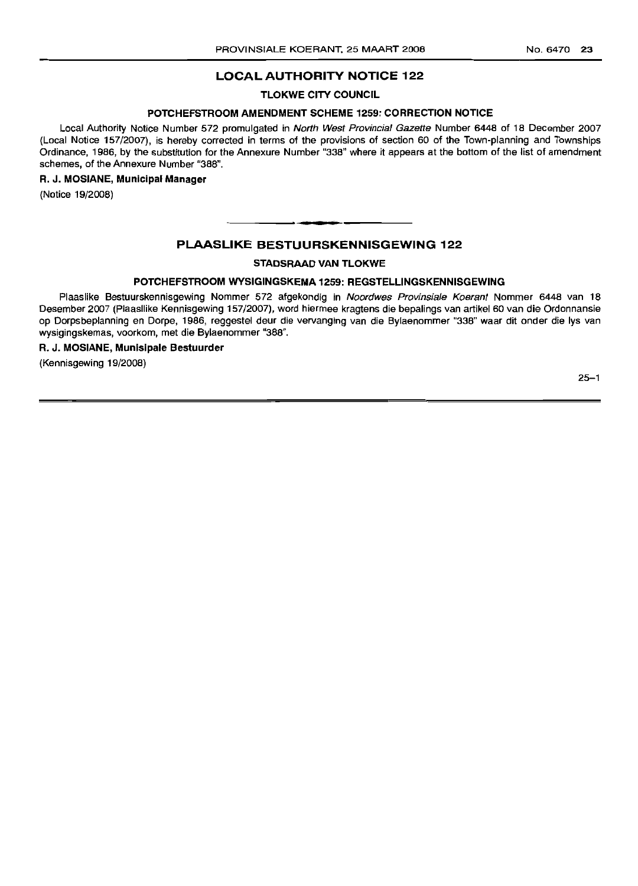## LOCAL AUTHORITY NOTICE 122

### TLOKWE CITY COUNCIL

### POTCHEFSTROOM AMENDMENT SCHEME 1259: CORRECTION NOTICE

Local Authority Notice Number 572 promulgated in *North West Provincial Gazette* Number 6448 of 18 December 2007 (Local Notice 157/2007), is hereby corrected in terms of the provisions of section 60 of the Town-planning and Townships Ordinance, 1986, by the substitution for the Annexure Number "338" where it appears at the bottom of the list of amendment schemes, of the Annexure Number "388".

**R. J. MOSIANE, Municipal Manager**

(Notice 19/2008)

---

## PLAASLIKE BESTUURSKENNISGEWING 122

### STADSRAAD VAN TLOKWE

### POTCHEFSTROOM WYSIGINGSKEMA 1259: REGSTELLINGSKENNISGEWING

Plaaslike Bestuurskennisgewing Nommer 572 afgekondig in *Noordwes Provinsiale Koerant* Nommer 6448 van 18 Desember 2007 (Plaaslike Kennisgewing 157/2007), word hiermee kragtens die bepalings van artikel 60 van die Ordonnansie op Dorpsbeplanning en Dorpe, 1986, reggestel deur die vervanging van die Bylaenommer "338" waar dit onder die lys van wysigingskemas, voorkom, met die Bylaenommer "388".

**R. J. MOSIANE, Munisipale Bestuurder**

(Kennisgewing 19/2008)

25–1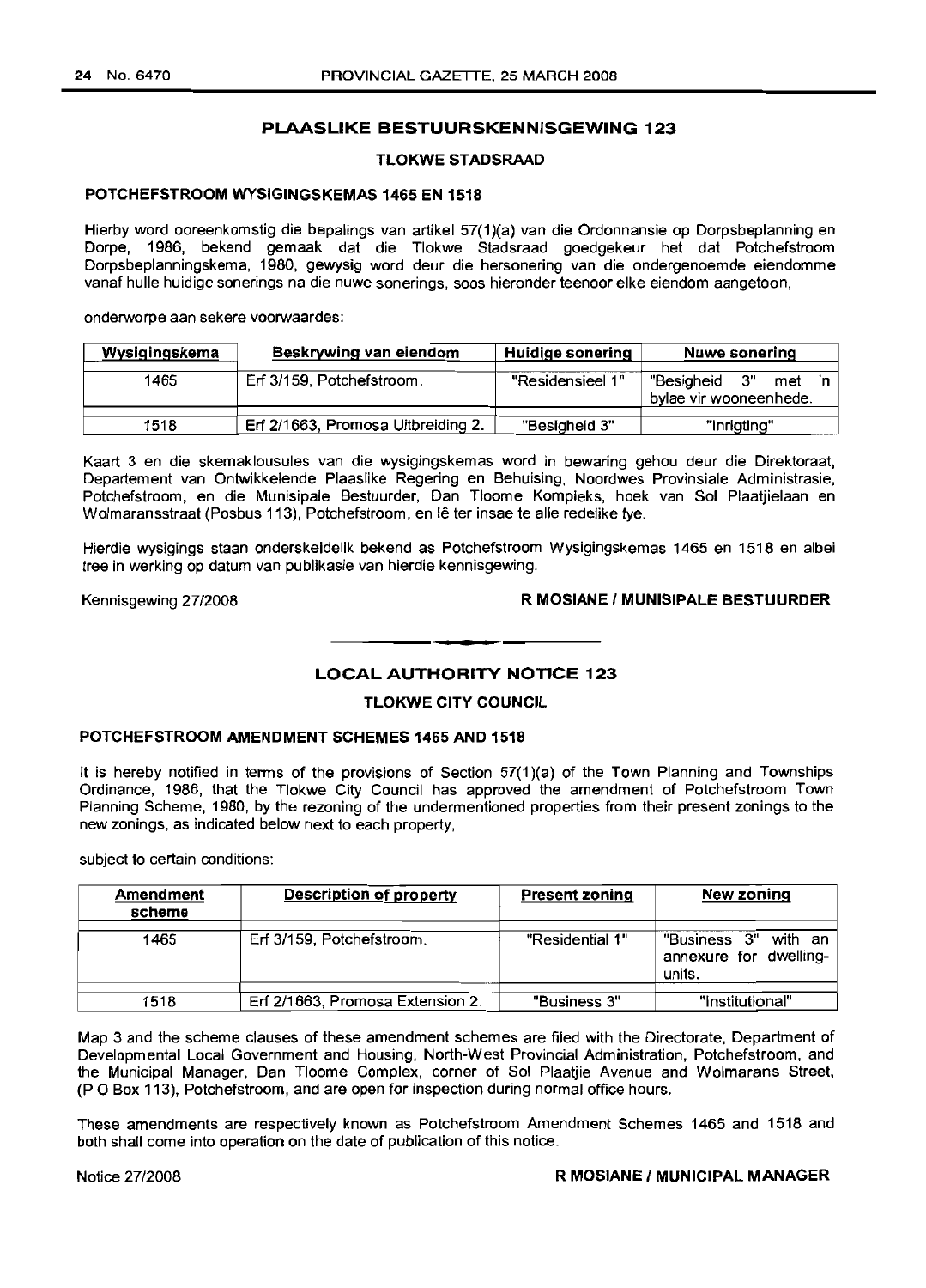## PLAASLIKE BESTUURSKENNISGEWING 123

### TLOKWE STADSRAAD

### POTCHEFSTROOM WYSIGINGSKEMAS 1465 EN 1518

Hierby word ooreenkomstig die bepalings van artikel 57(1)(a) van die Ordonnansie op Dorpsbeplanning en Dorpe, 1986, bekend gemaak dat die Tlokwe Stadsraad goedgekeur het dat Potchefstroom Dorpsbeplanningskema, 1980, gewysig word deur die hersonering van die ondergenoemde eiendomme vanaf hulle huidige sonerings na die nuwe sonerings, soos hieronder teenoor elke eiendom aangetoon,

onderworpe aan sekere voorwaardes:

| Wysigingskema | Beskrywing van eiendom | Huidige sonering | Nuwe sonering |
|---|---|---|---|
| 1465 | Erf 3/159, Potchefstroom. | "Residensieel 1" | "Besigheid 3" met 'n bylae vir wooneenhede. |
| 1518 | Erf 2/1663, Promosa Uitbreiding 2. | "Besigheid 3" | "Inrigting" |

Kaart 3 en die skemaklousules van die wysigingskemas word in bewaring gehou deur die Direktoraat, Departement van Ontwikkelende Plaaslike Regering en Behuising, Noordwes Provinsiale Administrasie, Potchefstroom, en die Munisipale Bestuurder, Dan Tloome Kompleks, hoek van Sol Plaatjielaan en Wolmaransstraat (Posbus 113), Potchefstroom, en lê ter insae te alle redelike tye.

Hierdie wysigings staan onderskeidelik bekend as Potchefstroom Wysigingskemas 1465 en 1518 en albei tree in werking op datum van publikasie van hierdie kennisgewing.

Kennisgewing 27/2008 **R MOSIANE / MUNISIPALE BESTUURDER**

---

## LOCAL AUTHORITY NOTICE 123

### TLOKWE CITY COUNCIL

### POTCHEFSTROOM AMENDMENT SCHEMES 1465 AND 1518

It is hereby notified in terms of the provisions of Section 57(1)(a) of the Town Planning and Townships Ordinance, 1986, that the Tlokwe City Council has approved the amendment of Potchefstroom Town Planning Scheme, 1980, by the rezoning of the undermentioned properties from their present zonings to the new zonings, as indicated below next to each property,

subject to certain conditions:

| Amendment scheme | Description of property | Present zoning | New zoning |
|---|---|---|---|
| 1465 | Erf 3/159, Potchefstroom. | "Residential 1" | "Business 3" with an annexure for dwelling-units. |
| 1518 | Erf 2/1663, Promosa Extension 2. | "Business 3" | "Institutional" |

Map 3 and the scheme clauses of these amendment schemes are filed with the Directorate, Department of Developmental Local Government and Housing, North-West Provincial Administration, Potchefstroom, and the Municipal Manager, Dan Tloome Complex, corner of Sol Plaatjie Avenue and Wolmarans Street, (P O Box 113), Potchefstroom, and are open for inspection during normal office hours.

These amendments are respectively known as Potchefstroom Amendment Schemes 1465 and 1518 and both shall come into operation on the date of publication of this notice.

Notice 27/2008 **R MOSIANE / MUNICIPAL MANAGER**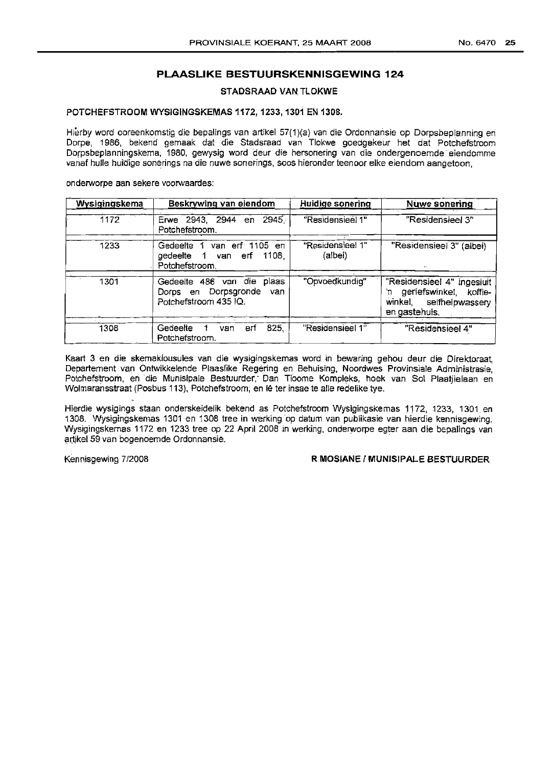## PLAASLIKE BESTUURSKENNISGEWING 124

### STADSRAAD VAN TLOKWE

**POTCHEFSTROOM WYSIGINGSKEMAS 1172, 1233, 1301 EN 1308.**

Hierby word ooreenkomstig die bepalings van artikel 57(1)(a) van die Ordonnansie op Dorpsbeplanning en Dorpe, 1986, bekend gemaak dat die Stadsraad van Tlokwe goedgekeur het dat Potchefstroom Dorpsbeplanningskema, 1980, gewysig word deur die hersonering van die ondergenoemde eiendomme vanaf hulle huidige sonerings na die nuwe sonerings, soos hieronder teenoor elke eiendom aangetoon,

onderworpe aan sekere voorwaardes:

| Wysigingskema | Beskrywing van eiendom | Huidige sonering | Nuwe sonering |
|---|---|---|---|
| 1172 | Erwe 2943, 2944 en 2945, Potchefstroom. | "Residensieel 1" | "Residensieel 3" |
| 1233 | Gedeelte 1 van erf 1105 en gedeelte 1 van erf 1108, Potchefstroom. | "Residensieel 1" (albei) | "Residensieel 3" (albei) |
| 1301 | Gedeelte 486 van die plaas Dorps en Dorpsgronde van Potchefstroom 435 IQ. | "Opvoedkundig" | "Residensieel 4" ingesluit 'n geriefswinkel, koffiewinkel, selfhelpwassery en gastehuis. |
| 1308 | Gedeelte 1 van erf 825, Potchefstroom. | "Residensieel 1" | "Residensieel 4" |

Kaart 3 en die skemaklousules van die wysigingskemas word in bewaring gehou deur die Direktoraat, Departement van Ontwikkelende Plaaslike Regering en Behuising, Noordwes Provinsiale Administrasie, Potchefstroom, en die Munisipale Bestuurder, Dan Tloome Kompleks, hoek van Sol Plaatjielaan en Wolmaransstraat (Posbus 113), Potchefstroom, en lê ter insae te alle redelike tye.

Hierdie wysigings staan onderskeidelik bekend as Potchefstroom Wysigingskemas 1172, 1233, 1301 en 1308. Wysigingskemas 1301 en 1308 tree in werking op datum van publikasie van hierdie kennisgewing. Wysigingskemas 1172 en 1233 tree op 22 April 2008 in werking, onderworpe egter aan die bepalings van artikel 59 van bogenoemde Ordonnansie.

Kennisgewing 7/2008

**R MOSIANE / MUNISIPALE BESTUURDER**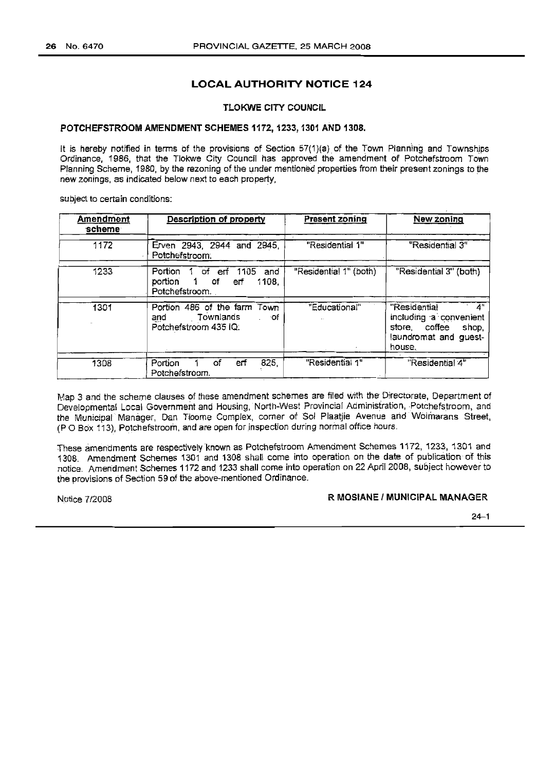## LOCAL AUTHORITY NOTICE 124

### TLOKWE CITY COUNCIL

### POTCHEFSTROOM AMENDMENT SCHEMES 1172, 1233, 1301 AND 1308.

It is hereby notified in terms of the provisions of Section 57(1)(a) of the Town Planning and Townships Ordinance, 1986, that the Tlokwe City Council has approved the amendment of Potchefstroom Town Planning Scheme, 1980, by the rezoning of the under mentioned properties from their present zonings to the new zonings, as indicated below next to each property,

subject to certain conditions:

| Amendment scheme | Description of property | Present zoning | New zoning |
|---|---|---|---|
| 1172 | Erven 2943, 2944 and 2945, Potchefstroom. | "Residential 1" | "Residential 3" |
| 1233 | Portion 1 of erf 1105 and portion 1 of erf 1108, Potchefstroom. | "Residential 1" (both) | "Residential 3" (both) |
| 1301 | Portion 486 of the farm Town and Townlands of Potchefstroom 435 IQ. | "Educational" | "Residential 4" including a convenient store, coffee shop, laundromat and guest-house. |
| 1308 | Portion 1 of erf 825, Potchefstroom. | "Residential 1" | "Residential 4" |

Map 3 and the scheme clauses of these amendment schemes are filed with the Directorate, Department of Developmental Local Government and Housing, North-West Provincial Administration, Potchefstroom, and the Municipal Manager, Dan Tloome Complex, corner of Sol Plaatjie Avenue and Wolmarans Street, (P O Box 113), Potchefstroom, and are open for inspection during normal office hours.

These amendments are respectively known as Potchefstroom Amendment Schemes 1172, 1233, 1301 and 1308. Amendment Schemes 1301 and 1308 shall come into operation on the date of publication of this notice. Amendment Schemes 1172 and 1233 shall come into operation on 22 April 2008, subject however to the provisions of Section 59 of the above-mentioned Ordinance.

Notice 7/2008

**R MOSIANE / MUNICIPAL MANAGER**

24–1